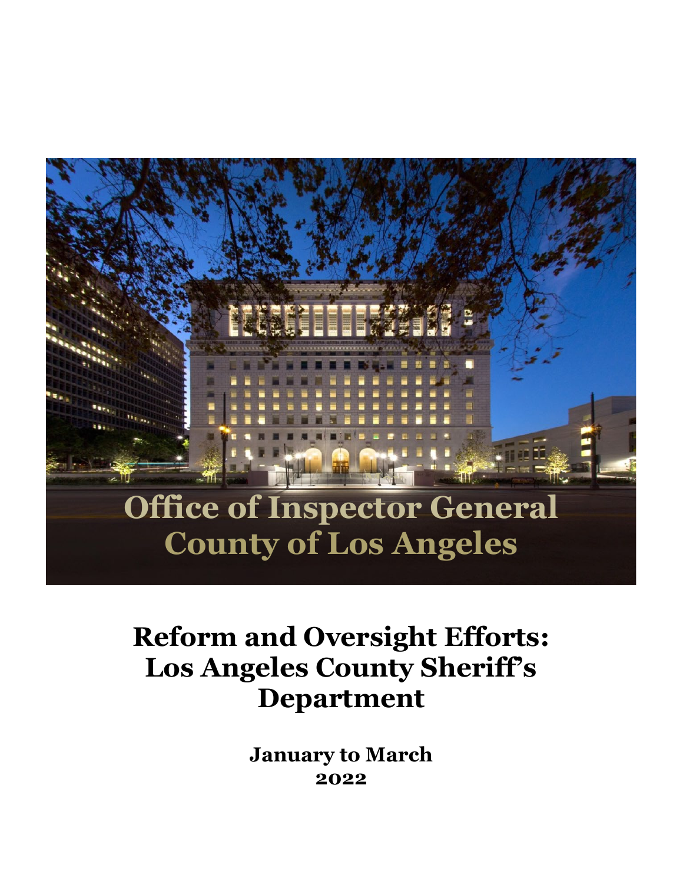# Office of Inspector General County of Los Angeles

# Reform and Oversight Efforts: Los Angeles County Sheriff's Department

**January to March 2022**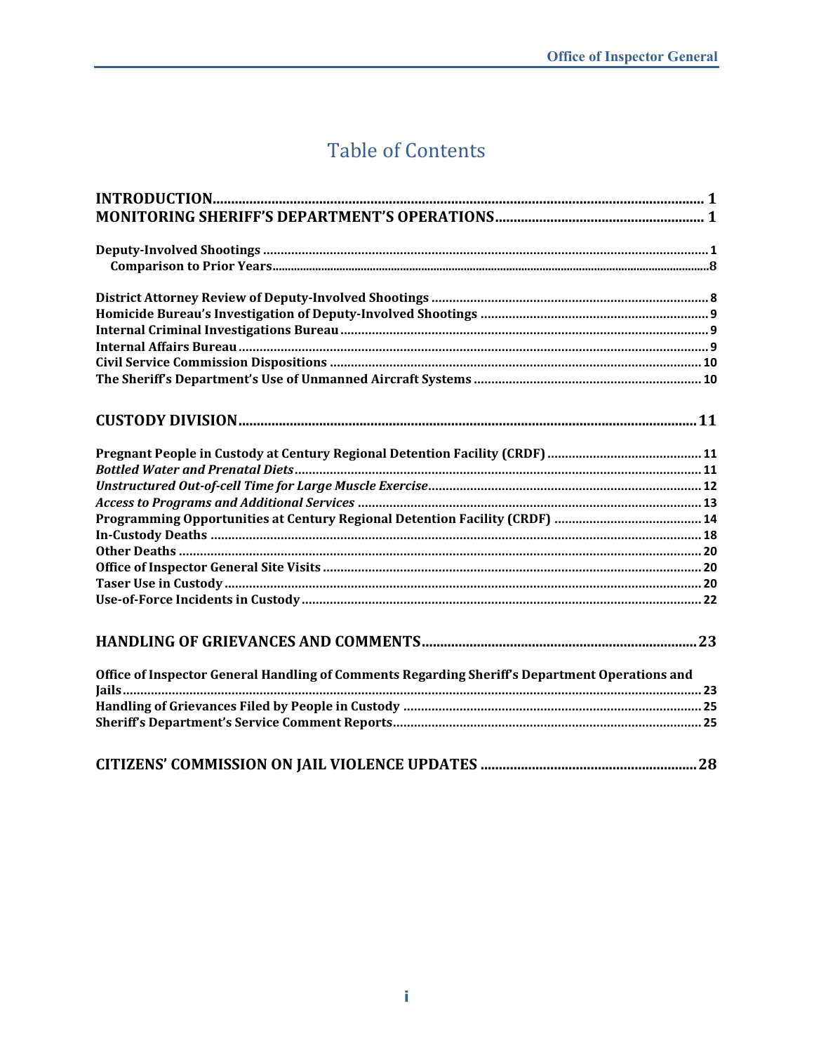# Table of Contents

**INTRODUCTION** ..... 1
**MONITORING SHERIFF'S DEPARTMENT'S OPERATIONS** ..... 1

**Deputy-Involved Shootings** ..... 1
  **Comparison to Prior Years** ..... 8

**District Attorney Review of Deputy-Involved Shootings** ..... 8
**Homicide Bureau's Investigation of Deputy-Involved Shootings** ..... 9
**Internal Criminal Investigations Bureau** ..... 9
**Internal Affairs Bureau** ..... 9
**Civil Service Commission Dispositions** ..... 10
**The Sheriff's Department's Use of Unmanned Aircraft Systems** ..... 10

**CUSTODY DIVISION** ..... 11

**Pregnant People in Custody at Century Regional Detention Facility (CRDF)** ..... 11
***Bottled Water and Prenatal Diets*** ..... 11
***Unstructured Out-of-cell Time for Large Muscle Exercise*** ..... 12
***Access to Programs and Additional Services*** ..... 13
**Programming Opportunities at Century Regional Detention Facility (CRDF)** ..... 14
**In-Custody Deaths** ..... 18
**Other Deaths** ..... 20
**Office of Inspector General Site Visits** ..... 20
**Taser Use in Custody** ..... 20
**Use-of-Force Incidents in Custody** ..... 22

**HANDLING OF GRIEVANCES AND COMMENTS** ..... 23

**Office of Inspector General Handling of Comments Regarding Sheriff's Department Operations and Jails** ..... 23
**Handling of Grievances Filed by People in Custody** ..... 25
**Sheriff's Department's Service Comment Reports** ..... 25

**CITIZENS' COMMISSION ON JAIL VIOLENCE UPDATES** ..... 28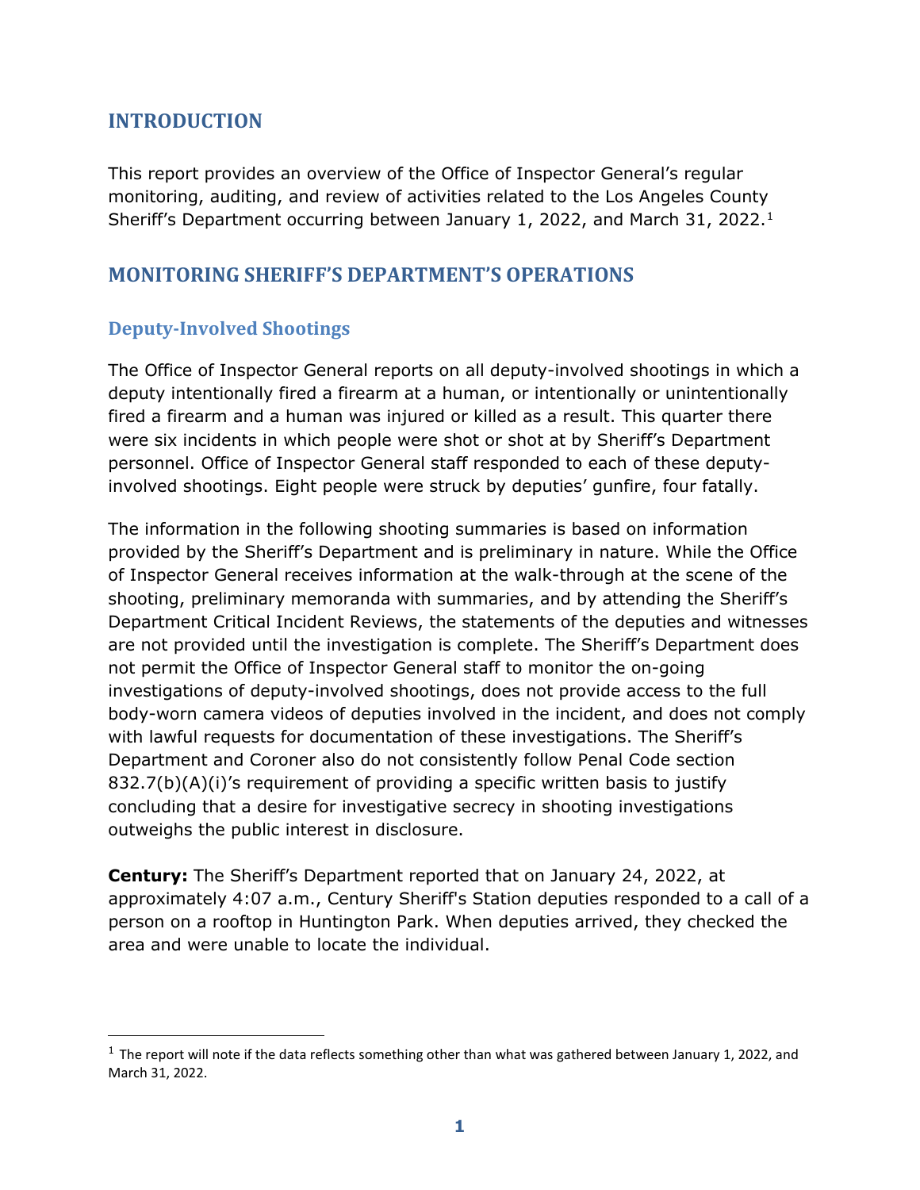# INTRODUCTION

This report provides an overview of the Office of Inspector General's regular monitoring, auditing, and review of activities related to the Los Angeles County Sheriff's Department occurring between January 1, 2022, and March 31, 2022.[1]

# MONITORING SHERIFF'S DEPARTMENT'S OPERATIONS

## Deputy-Involved Shootings

The Office of Inspector General reports on all deputy-involved shootings in which a deputy intentionally fired a firearm at a human, or intentionally or unintentionally fired a firearm and a human was injured or killed as a result. This quarter there were six incidents in which people were shot or shot at by Sheriff's Department personnel. Office of Inspector General staff responded to each of these deputy-involved shootings. Eight people were struck by deputies' gunfire, four fatally.

The information in the following shooting summaries is based on information provided by the Sheriff's Department and is preliminary in nature. While the Office of Inspector General receives information at the walk-through at the scene of the shooting, preliminary memoranda with summaries, and by attending the Sheriff's Department Critical Incident Reviews, the statements of the deputies and witnesses are not provided until the investigation is complete. The Sheriff's Department does not permit the Office of Inspector General staff to monitor the on-going investigations of deputy-involved shootings, does not provide access to the full body-worn camera videos of deputies involved in the incident, and does not comply with lawful requests for documentation of these investigations. The Sheriff's Department and Coroner also do not consistently follow Penal Code section 832.7(b)(A)(i)'s requirement of providing a specific written basis to justify concluding that a desire for investigative secrecy in shooting investigations outweighs the public interest in disclosure.

**Century:** The Sheriff's Department reported that on January 24, 2022, at approximately 4:07 a.m., Century Sheriff's Station deputies responded to a call of a person on a rooftop in Huntington Park. When deputies arrived, they checked the area and were unable to locate the individual.

[1] The report will note if the data reflects something other than what was gathered between January 1, 2022, and March 31, 2022.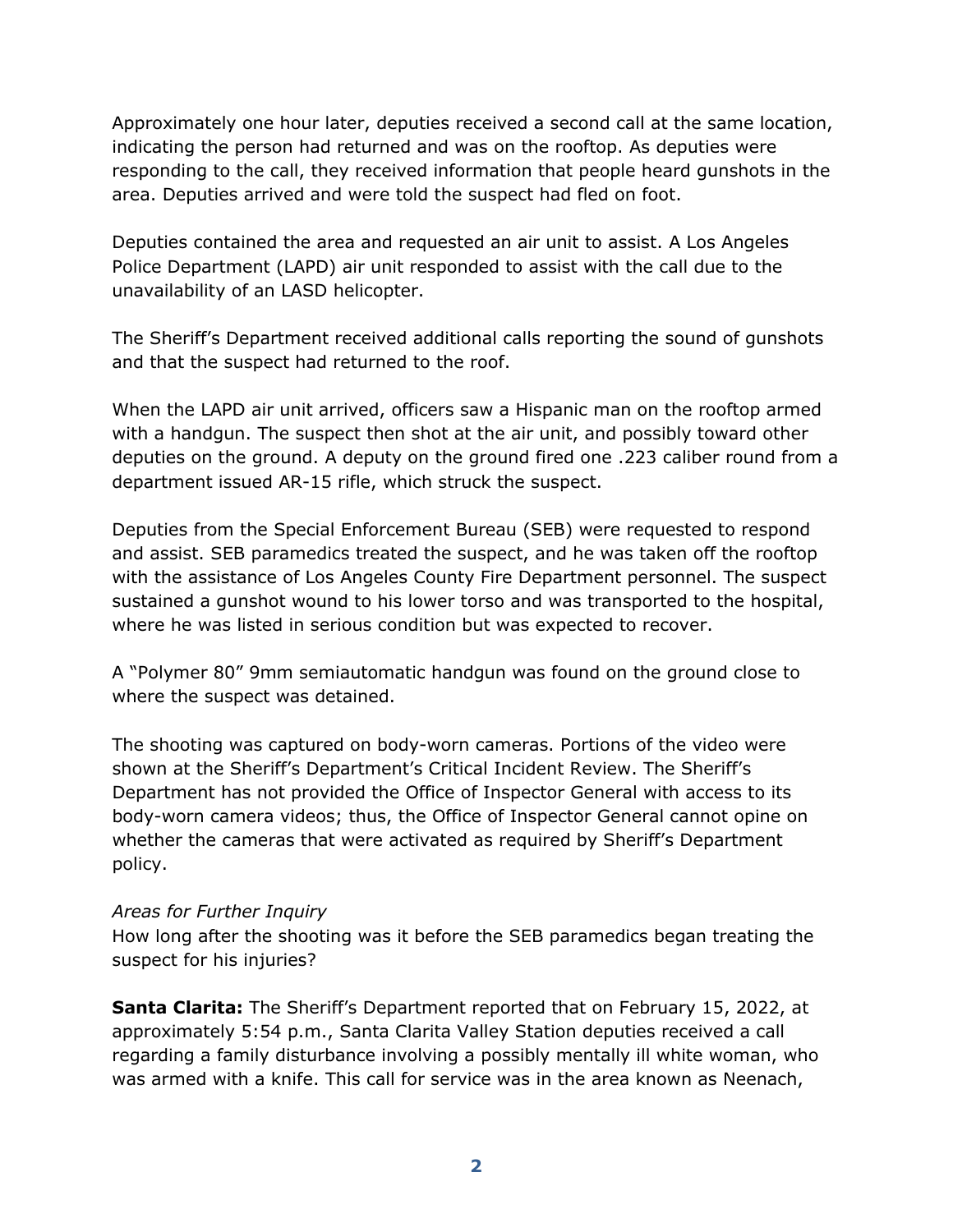Approximately one hour later, deputies received a second call at the same location, indicating the person had returned and was on the rooftop. As deputies were responding to the call, they received information that people heard gunshots in the area. Deputies arrived and were told the suspect had fled on foot.

Deputies contained the area and requested an air unit to assist. A Los Angeles Police Department (LAPD) air unit responded to assist with the call due to the unavailability of an LASD helicopter.

The Sheriff's Department received additional calls reporting the sound of gunshots and that the suspect had returned to the roof.

When the LAPD air unit arrived, officers saw a Hispanic man on the rooftop armed with a handgun. The suspect then shot at the air unit, and possibly toward other deputies on the ground. A deputy on the ground fired one .223 caliber round from a department issued AR-15 rifle, which struck the suspect.

Deputies from the Special Enforcement Bureau (SEB) were requested to respond and assist. SEB paramedics treated the suspect, and he was taken off the rooftop with the assistance of Los Angeles County Fire Department personnel. The suspect sustained a gunshot wound to his lower torso and was transported to the hospital, where he was listed in serious condition but was expected to recover.

A "Polymer 80" 9mm semiautomatic handgun was found on the ground close to where the suspect was detained.

The shooting was captured on body-worn cameras. Portions of the video were shown at the Sheriff's Department's Critical Incident Review. The Sheriff's Department has not provided the Office of Inspector General with access to its body-worn camera videos; thus, the Office of Inspector General cannot opine on whether the cameras that were activated as required by Sheriff's Department policy.

*Areas for Further Inquiry*
How long after the shooting was it before the SEB paramedics began treating the suspect for his injuries?

**Santa Clarita:** The Sheriff's Department reported that on February 15, 2022, at approximately 5:54 p.m., Santa Clarita Valley Station deputies received a call regarding a family disturbance involving a possibly mentally ill white woman, who was armed with a knife. This call for service was in the area known as Neenach,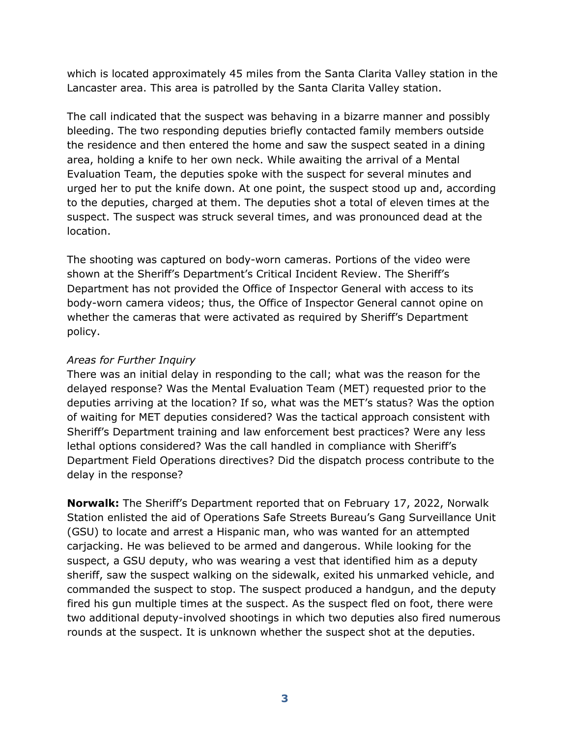which is located approximately 45 miles from the Santa Clarita Valley station in the Lancaster area. This area is patrolled by the Santa Clarita Valley station.

The call indicated that the suspect was behaving in a bizarre manner and possibly bleeding. The two responding deputies briefly contacted family members outside the residence and then entered the home and saw the suspect seated in a dining area, holding a knife to her own neck. While awaiting the arrival of a Mental Evaluation Team, the deputies spoke with the suspect for several minutes and urged her to put the knife down. At one point, the suspect stood up and, according to the deputies, charged at them. The deputies shot a total of eleven times at the suspect. The suspect was struck several times, and was pronounced dead at the location.

The shooting was captured on body-worn cameras. Portions of the video were shown at the Sheriff's Department's Critical Incident Review. The Sheriff's Department has not provided the Office of Inspector General with access to its body-worn camera videos; thus, the Office of Inspector General cannot opine on whether the cameras that were activated as required by Sheriff's Department policy.

*Areas for Further Inquiry*

There was an initial delay in responding to the call; what was the reason for the delayed response? Was the Mental Evaluation Team (MET) requested prior to the deputies arriving at the location? If so, what was the MET's status? Was the option of waiting for MET deputies considered? Was the tactical approach consistent with Sheriff's Department training and law enforcement best practices? Were any less lethal options considered? Was the call handled in compliance with Sheriff's Department Field Operations directives? Did the dispatch process contribute to the delay in the response?

**Norwalk:** The Sheriff's Department reported that on February 17, 2022, Norwalk Station enlisted the aid of Operations Safe Streets Bureau's Gang Surveillance Unit (GSU) to locate and arrest a Hispanic man, who was wanted for an attempted carjacking. He was believed to be armed and dangerous. While looking for the suspect, a GSU deputy, who was wearing a vest that identified him as a deputy sheriff, saw the suspect walking on the sidewalk, exited his unmarked vehicle, and commanded the suspect to stop. The suspect produced a handgun, and the deputy fired his gun multiple times at the suspect. As the suspect fled on foot, there were two additional deputy-involved shootings in which two deputies also fired numerous rounds at the suspect. It is unknown whether the suspect shot at the deputies.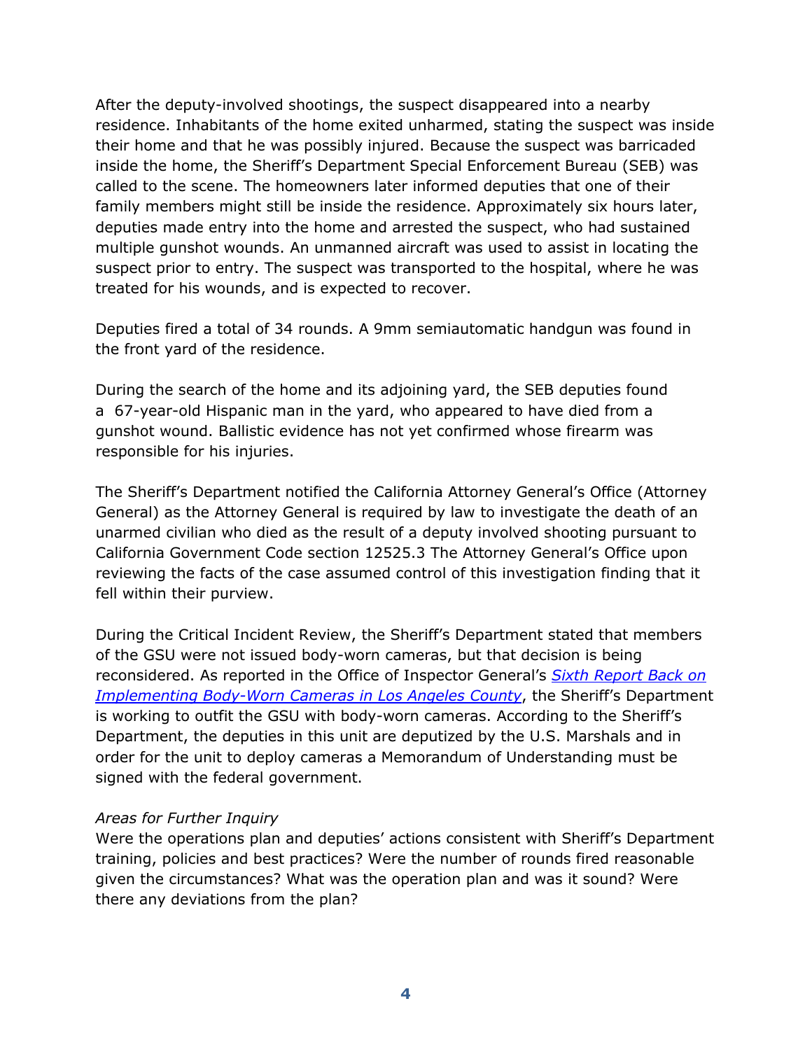After the deputy-involved shootings, the suspect disappeared into a nearby residence. Inhabitants of the home exited unharmed, stating the suspect was inside their home and that he was possibly injured. Because the suspect was barricaded inside the home, the Sheriff's Department Special Enforcement Bureau (SEB) was called to the scene. The homeowners later informed deputies that one of their family members might still be inside the residence. Approximately six hours later, deputies made entry into the home and arrested the suspect, who had sustained multiple gunshot wounds. An unmanned aircraft was used to assist in locating the suspect prior to entry. The suspect was transported to the hospital, where he was treated for his wounds, and is expected to recover.

Deputies fired a total of 34 rounds. A 9mm semiautomatic handgun was found in the front yard of the residence.

During the search of the home and its adjoining yard, the SEB deputies found a 67-year-old Hispanic man in the yard, who appeared to have died from a gunshot wound. Ballistic evidence has not yet confirmed whose firearm was responsible for his injuries.

The Sheriff's Department notified the California Attorney General's Office (Attorney General) as the Attorney General is required by law to investigate the death of an unarmed civilian who died as the result of a deputy involved shooting pursuant to California Government Code section 12525.3 The Attorney General's Office upon reviewing the facts of the case assumed control of this investigation finding that it fell within their purview.

During the Critical Incident Review, the Sheriff's Department stated that members of the GSU were not issued body-worn cameras, but that decision is being reconsidered. As reported in the Office of Inspector General's *Sixth Report Back on Implementing Body-Worn Cameras in Los Angeles County*, the Sheriff's Department is working to outfit the GSU with body-worn cameras. According to the Sheriff's Department, the deputies in this unit are deputized by the U.S. Marshals and in order for the unit to deploy cameras a Memorandum of Understanding must be signed with the federal government.

*Areas for Further Inquiry*

Were the operations plan and deputies' actions consistent with Sheriff's Department training, policies and best practices? Were the number of rounds fired reasonable given the circumstances? What was the operation plan and was it sound? Were there any deviations from the plan?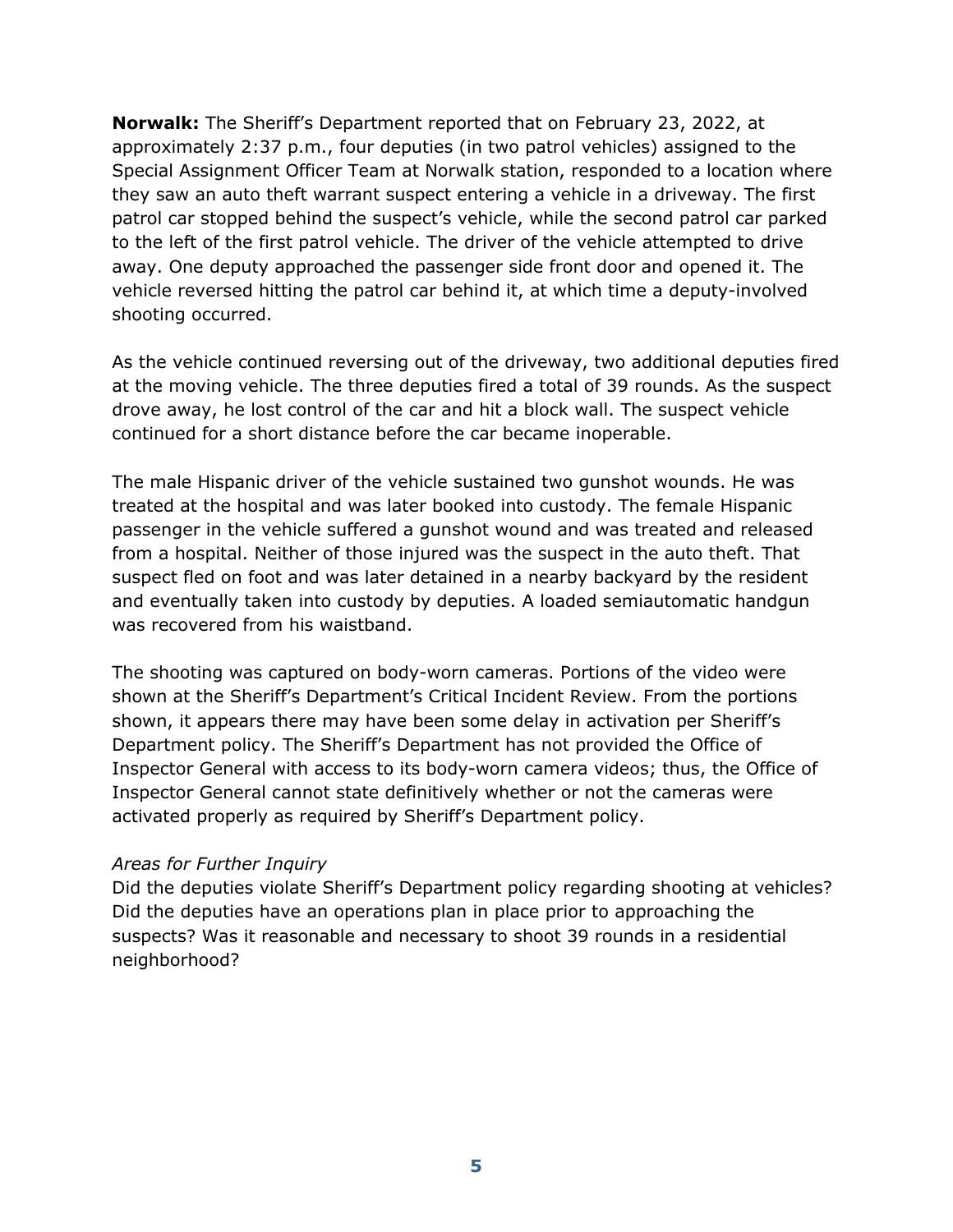**Norwalk:** The Sheriff's Department reported that on February 23, 2022, at approximately 2:37 p.m., four deputies (in two patrol vehicles) assigned to the Special Assignment Officer Team at Norwalk station, responded to a location where they saw an auto theft warrant suspect entering a vehicle in a driveway. The first patrol car stopped behind the suspect's vehicle, while the second patrol car parked to the left of the first patrol vehicle. The driver of the vehicle attempted to drive away. One deputy approached the passenger side front door and opened it. The vehicle reversed hitting the patrol car behind it, at which time a deputy-involved shooting occurred.

As the vehicle continued reversing out of the driveway, two additional deputies fired at the moving vehicle. The three deputies fired a total of 39 rounds. As the suspect drove away, he lost control of the car and hit a block wall. The suspect vehicle continued for a short distance before the car became inoperable.

The male Hispanic driver of the vehicle sustained two gunshot wounds. He was treated at the hospital and was later booked into custody. The female Hispanic passenger in the vehicle suffered a gunshot wound and was treated and released from a hospital. Neither of those injured was the suspect in the auto theft. That suspect fled on foot and was later detained in a nearby backyard by the resident and eventually taken into custody by deputies. A loaded semiautomatic handgun was recovered from his waistband.

The shooting was captured on body-worn cameras. Portions of the video were shown at the Sheriff's Department's Critical Incident Review. From the portions shown, it appears there may have been some delay in activation per Sheriff's Department policy. The Sheriff's Department has not provided the Office of Inspector General with access to its body-worn camera videos; thus, the Office of Inspector General cannot state definitively whether or not the cameras were activated properly as required by Sheriff's Department policy.

*Areas for Further Inquiry*

Did the deputies violate Sheriff's Department policy regarding shooting at vehicles? Did the deputies have an operations plan in place prior to approaching the suspects? Was it reasonable and necessary to shoot 39 rounds in a residential neighborhood?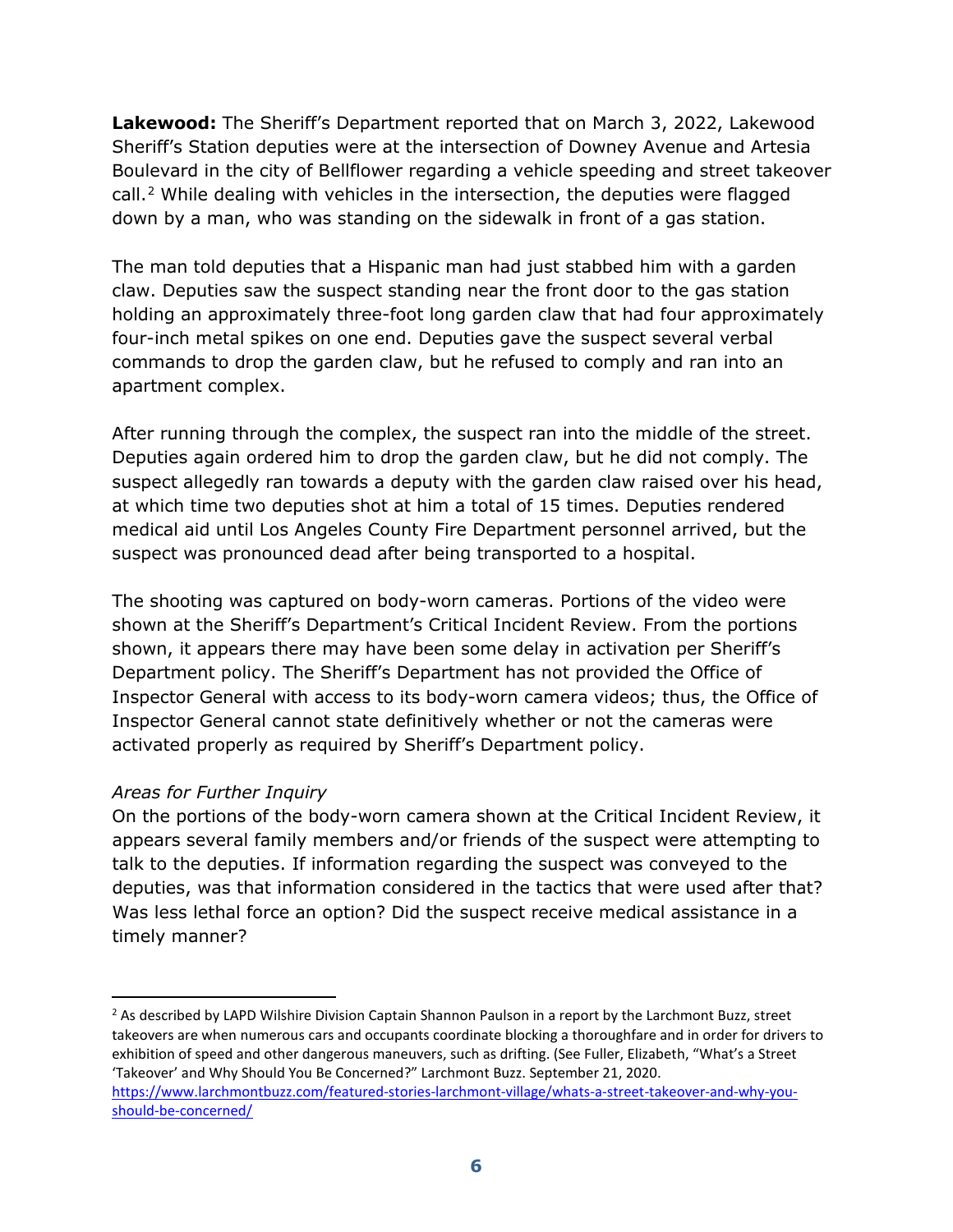**Lakewood:** The Sheriff's Department reported that on March 3, 2022, Lakewood Sheriff's Station deputies were at the intersection of Downey Avenue and Artesia Boulevard in the city of Bellflower regarding a vehicle speeding and street takeover call.[2] While dealing with vehicles in the intersection, the deputies were flagged down by a man, who was standing on the sidewalk in front of a gas station.

The man told deputies that a Hispanic man had just stabbed him with a garden claw. Deputies saw the suspect standing near the front door to the gas station holding an approximately three-foot long garden claw that had four approximately four-inch metal spikes on one end. Deputies gave the suspect several verbal commands to drop the garden claw, but he refused to comply and ran into an apartment complex.

After running through the complex, the suspect ran into the middle of the street. Deputies again ordered him to drop the garden claw, but he did not comply. The suspect allegedly ran towards a deputy with the garden claw raised over his head, at which time two deputies shot at him a total of 15 times. Deputies rendered medical aid until Los Angeles County Fire Department personnel arrived, but the suspect was pronounced dead after being transported to a hospital.

The shooting was captured on body-worn cameras. Portions of the video were shown at the Sheriff's Department's Critical Incident Review. From the portions shown, it appears there may have been some delay in activation per Sheriff's Department policy. The Sheriff's Department has not provided the Office of Inspector General with access to its body-worn camera videos; thus, the Office of Inspector General cannot state definitively whether or not the cameras were activated properly as required by Sheriff's Department policy.

*Areas for Further Inquiry*

On the portions of the body-worn camera shown at the Critical Incident Review, it appears several family members and/or friends of the suspect were attempting to talk to the deputies. If information regarding the suspect was conveyed to the deputies, was that information considered in the tactics that were used after that? Was less lethal force an option? Did the suspect receive medical assistance in a timely manner?

---

[2] As described by LAPD Wilshire Division Captain Shannon Paulson in a report by the Larchmont Buzz, street takeovers are when numerous cars and occupants coordinate blocking a thoroughfare and in order for drivers to exhibition of speed and other dangerous maneuvers, such as drifting. (See Fuller, Elizabeth, "What's a Street 'Takeover' and Why Should You Be Concerned?" Larchmont Buzz. September 21, 2020. https://www.larchmontbuzz.com/featured-stories-larchmont-village/whats-a-street-takeover-and-why-you-should-be-concerned/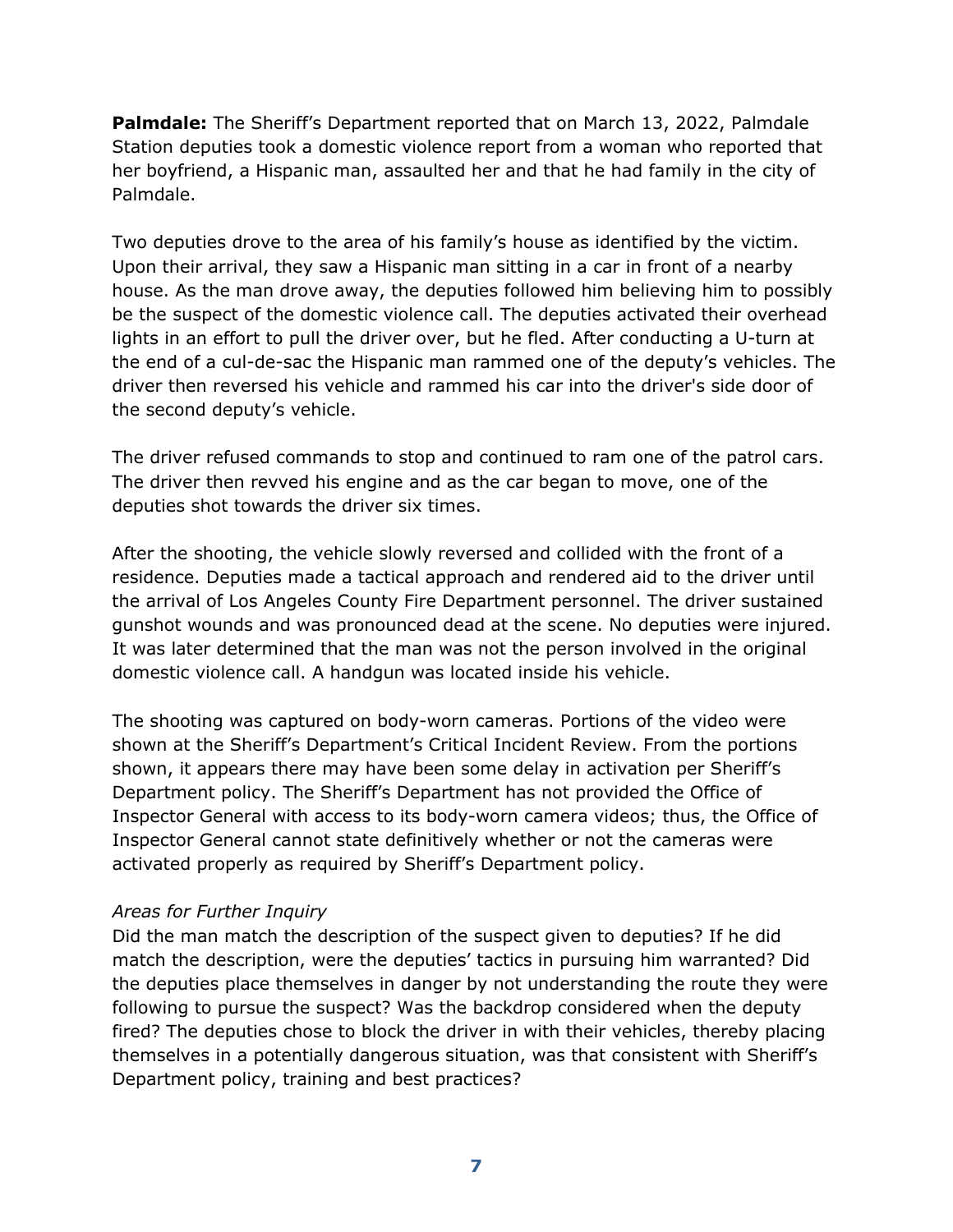**Palmdale:** The Sheriff's Department reported that on March 13, 2022, Palmdale Station deputies took a domestic violence report from a woman who reported that her boyfriend, a Hispanic man, assaulted her and that he had family in the city of Palmdale.

Two deputies drove to the area of his family's house as identified by the victim. Upon their arrival, they saw a Hispanic man sitting in a car in front of a nearby house. As the man drove away, the deputies followed him believing him to possibly be the suspect of the domestic violence call. The deputies activated their overhead lights in an effort to pull the driver over, but he fled. After conducting a U-turn at the end of a cul-de-sac the Hispanic man rammed one of the deputy's vehicles. The driver then reversed his vehicle and rammed his car into the driver's side door of the second deputy's vehicle.

The driver refused commands to stop and continued to ram one of the patrol cars. The driver then revved his engine and as the car began to move, one of the deputies shot towards the driver six times.

After the shooting, the vehicle slowly reversed and collided with the front of a residence. Deputies made a tactical approach and rendered aid to the driver until the arrival of Los Angeles County Fire Department personnel. The driver sustained gunshot wounds and was pronounced dead at the scene. No deputies were injured. It was later determined that the man was not the person involved in the original domestic violence call. A handgun was located inside his vehicle.

The shooting was captured on body-worn cameras. Portions of the video were shown at the Sheriff's Department's Critical Incident Review. From the portions shown, it appears there may have been some delay in activation per Sheriff's Department policy. The Sheriff's Department has not provided the Office of Inspector General with access to its body-worn camera videos; thus, the Office of Inspector General cannot state definitively whether or not the cameras were activated properly as required by Sheriff's Department policy.

*Areas for Further Inquiry*

Did the man match the description of the suspect given to deputies? If he did match the description, were the deputies' tactics in pursuing him warranted? Did the deputies place themselves in danger by not understanding the route they were following to pursue the suspect? Was the backdrop considered when the deputy fired? The deputies chose to block the driver in with their vehicles, thereby placing themselves in a potentially dangerous situation, was that consistent with Sheriff's Department policy, training and best practices?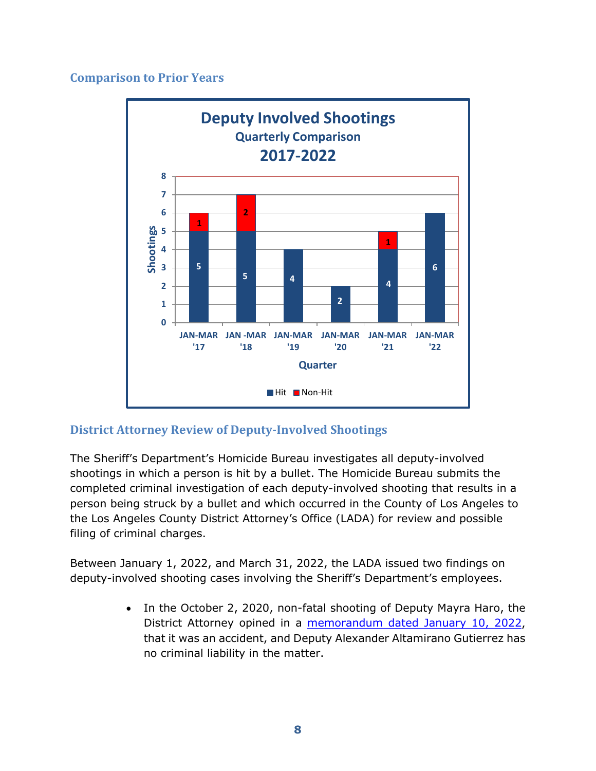## Comparison to Prior Years

**Deputy Involved Shootings**
**Quarterly Comparison**
**2017-2022**

| Quarter | Hit | Non-Hit |
| --- | --- | --- |
| JAN-MAR '17 | 5 | 1 |
| JAN -MAR '18 | 5 | 2 |
| JAN-MAR '19 | 4 | |
| JAN-MAR '20 | 2 | |
| JAN-MAR '21 | 4 | 1 |
| JAN-MAR '22 | 6 | |

## District Attorney Review of Deputy-Involved Shootings

The Sheriff's Department's Homicide Bureau investigates all deputy-involved shootings in which a person is hit by a bullet. The Homicide Bureau submits the completed criminal investigation of each deputy-involved shooting that results in a person being struck by a bullet and which occurred in the County of Los Angeles to the Los Angeles County District Attorney's Office (LADA) for review and possible filing of criminal charges.

Between January 1, 2022, and March 31, 2022, the LADA issued two findings on deputy-involved shooting cases involving the Sheriff's Department's employees.

- In the October 2, 2020, non-fatal shooting of Deputy Mayra Haro, the District Attorney opined in a memorandum dated January 10, 2022, that it was an accident, and Deputy Alexander Altamirano Gutierrez has no criminal liability in the matter.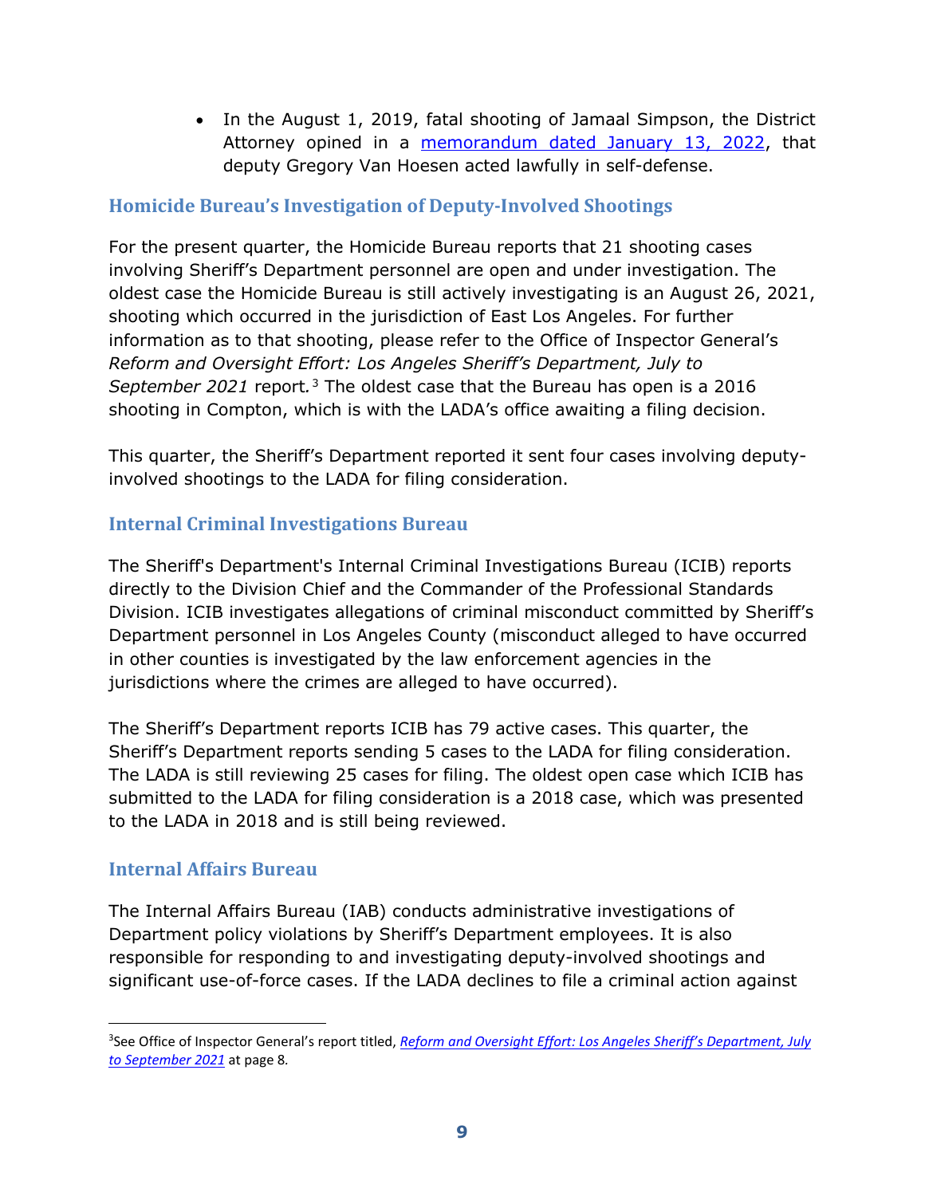- In the August 1, 2019, fatal shooting of Jamaal Simpson, the District Attorney opined in a [memorandum dated January 13, 2022](), that deputy Gregory Van Hoesen acted lawfully in self-defense.

## Homicide Bureau's Investigation of Deputy-Involved Shootings

For the present quarter, the Homicide Bureau reports that 21 shooting cases involving Sheriff's Department personnel are open and under investigation. The oldest case the Homicide Bureau is still actively investigating is an August 26, 2021, shooting which occurred in the jurisdiction of East Los Angeles. For further information as to that shooting, please refer to the Office of Inspector General's *Reform and Oversight Effort: Los Angeles Sheriff's Department, July to September 2021* report.[3] The oldest case that the Bureau has open is a 2016 shooting in Compton, which is with the LADA's office awaiting a filing decision.

This quarter, the Sheriff's Department reported it sent four cases involving deputy-involved shootings to the LADA for filing consideration.

## Internal Criminal Investigations Bureau

The Sheriff's Department's Internal Criminal Investigations Bureau (ICIB) reports directly to the Division Chief and the Commander of the Professional Standards Division. ICIB investigates allegations of criminal misconduct committed by Sheriff's Department personnel in Los Angeles County (misconduct alleged to have occurred in other counties is investigated by the law enforcement agencies in the jurisdictions where the crimes are alleged to have occurred).

The Sheriff's Department reports ICIB has 79 active cases. This quarter, the Sheriff's Department reports sending 5 cases to the LADA for filing consideration. The LADA is still reviewing 25 cases for filing. The oldest open case which ICIB has submitted to the LADA for filing consideration is a 2018 case, which was presented to the LADA in 2018 and is still being reviewed.

## Internal Affairs Bureau

The Internal Affairs Bureau (IAB) conducts administrative investigations of Department policy violations by Sheriff's Department employees. It is also responsible for responding to and investigating deputy-involved shootings and significant use-of-force cases. If the LADA declines to file a criminal action against

---

[3] See Office of Inspector General's report titled, *[Reform and Oversight Effort: Los Angeles Sheriff's Department, July to September 2021]()* at page 8.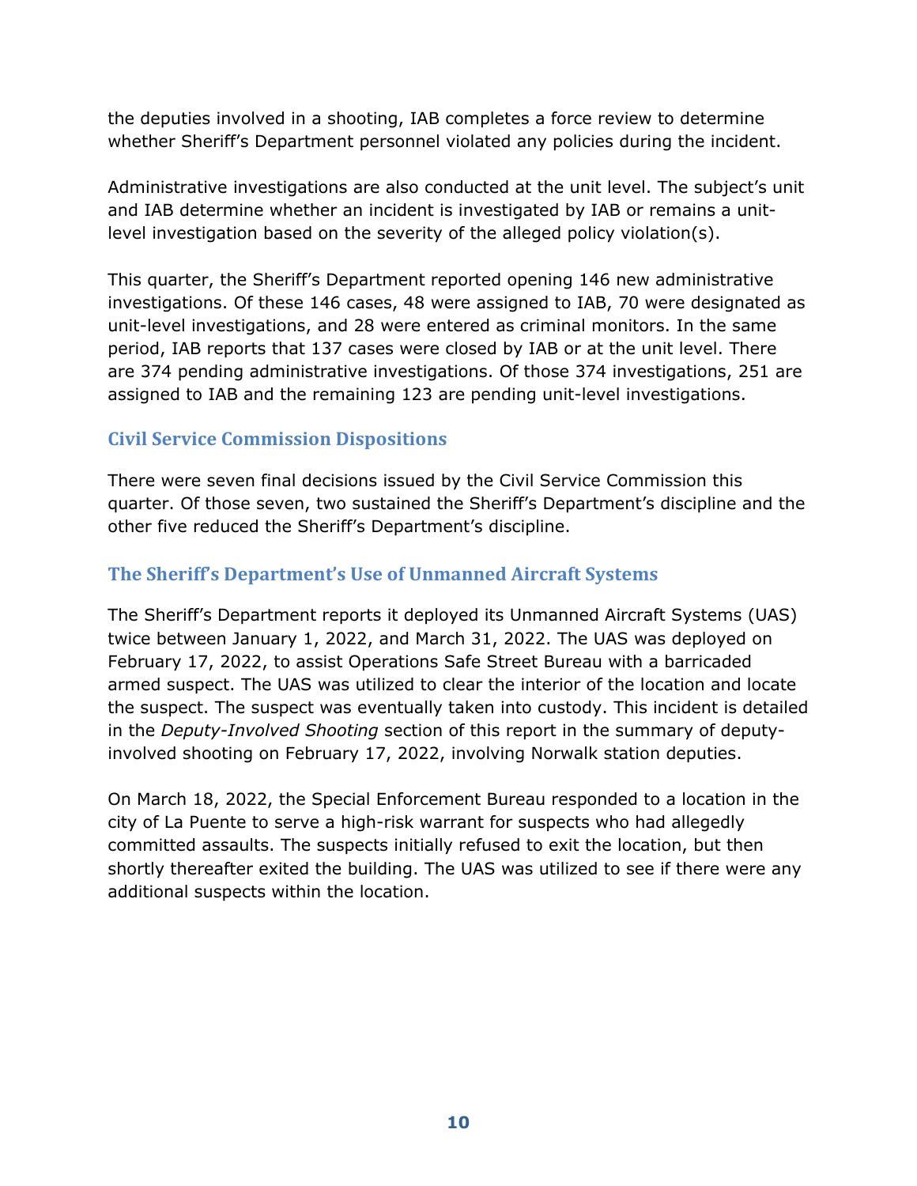the deputies involved in a shooting, IAB completes a force review to determine whether Sheriff's Department personnel violated any policies during the incident.

Administrative investigations are also conducted at the unit level. The subject's unit and IAB determine whether an incident is investigated by IAB or remains a unit-level investigation based on the severity of the alleged policy violation(s).

This quarter, the Sheriff's Department reported opening 146 new administrative investigations. Of these 146 cases, 48 were assigned to IAB, 70 were designated as unit-level investigations, and 28 were entered as criminal monitors. In the same period, IAB reports that 137 cases were closed by IAB or at the unit level. There are 374 pending administrative investigations. Of those 374 investigations, 251 are assigned to IAB and the remaining 123 are pending unit-level investigations.

### Civil Service Commission Dispositions

There were seven final decisions issued by the Civil Service Commission this quarter. Of those seven, two sustained the Sheriff's Department's discipline and the other five reduced the Sheriff's Department's discipline.

### The Sheriff's Department's Use of Unmanned Aircraft Systems

The Sheriff's Department reports it deployed its Unmanned Aircraft Systems (UAS) twice between January 1, 2022, and March 31, 2022. The UAS was deployed on February 17, 2022, to assist Operations Safe Street Bureau with a barricaded armed suspect. The UAS was utilized to clear the interior of the location and locate the suspect. The suspect was eventually taken into custody. This incident is detailed in the *Deputy-Involved Shooting* section of this report in the summary of deputy-involved shooting on February 17, 2022, involving Norwalk station deputies.

On March 18, 2022, the Special Enforcement Bureau responded to a location in the city of La Puente to serve a high-risk warrant for suspects who had allegedly committed assaults. The suspects initially refused to exit the location, but then shortly thereafter exited the building. The UAS was utilized to see if there were any additional suspects within the location.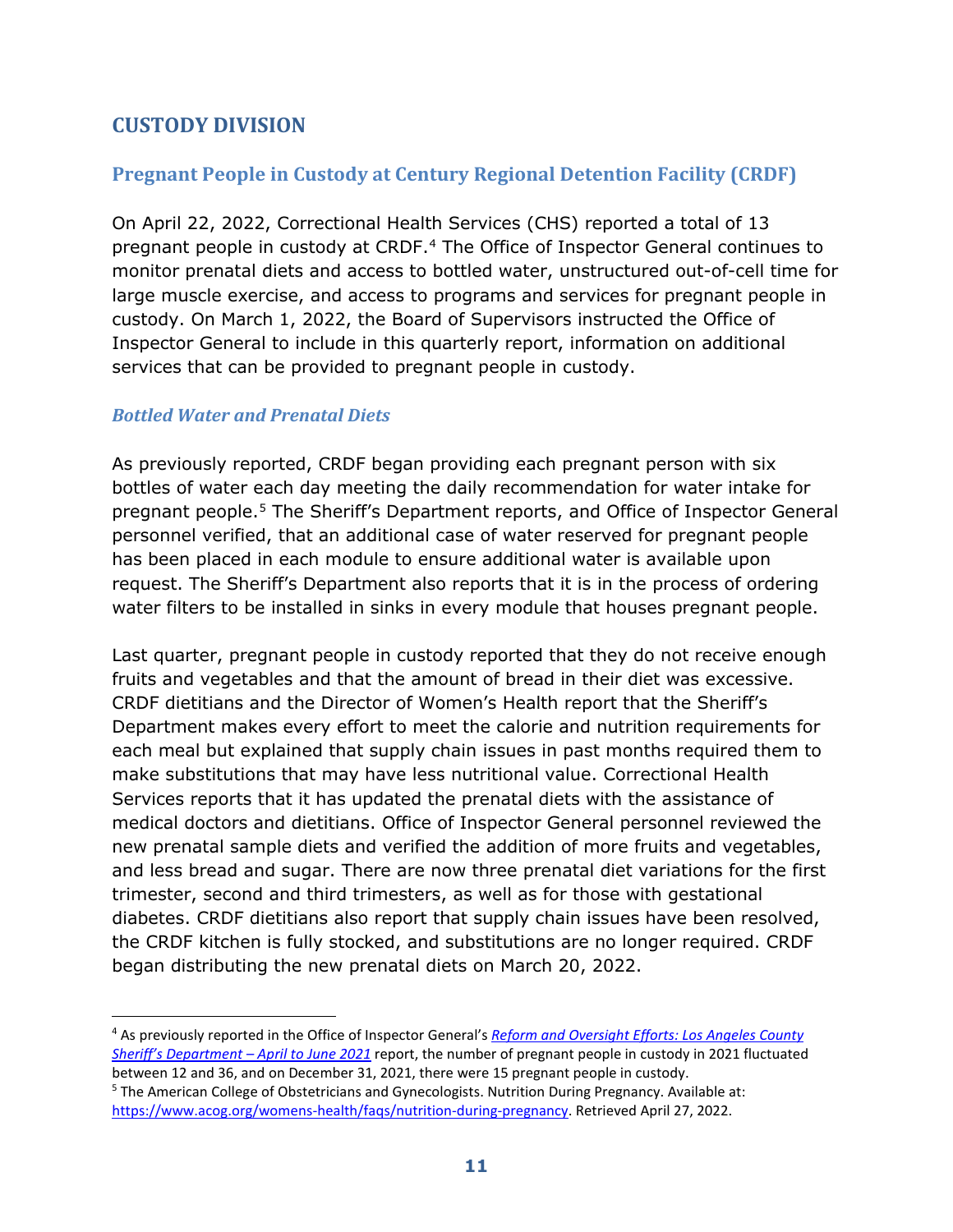## CUSTODY DIVISION

### Pregnant People in Custody at Century Regional Detention Facility (CRDF)

On April 22, 2022, Correctional Health Services (CHS) reported a total of 13 pregnant people in custody at CRDF.[4] The Office of Inspector General continues to monitor prenatal diets and access to bottled water, unstructured out-of-cell time for large muscle exercise, and access to programs and services for pregnant people in custody. On March 1, 2022, the Board of Supervisors instructed the Office of Inspector General to include in this quarterly report, information on additional services that can be provided to pregnant people in custody.

#### *Bottled Water and Prenatal Diets*

As previously reported, CRDF began providing each pregnant person with six bottles of water each day meeting the daily recommendation for water intake for pregnant people.[5] The Sheriff's Department reports, and Office of Inspector General personnel verified, that an additional case of water reserved for pregnant people has been placed in each module to ensure additional water is available upon request. The Sheriff's Department also reports that it is in the process of ordering water filters to be installed in sinks in every module that houses pregnant people.

Last quarter, pregnant people in custody reported that they do not receive enough fruits and vegetables and that the amount of bread in their diet was excessive. CRDF dietitians and the Director of Women's Health report that the Sheriff's Department makes every effort to meet the calorie and nutrition requirements for each meal but explained that supply chain issues in past months required them to make substitutions that may have less nutritional value. Correctional Health Services reports that it has updated the prenatal diets with the assistance of medical doctors and dietitians. Office of Inspector General personnel reviewed the new prenatal sample diets and verified the addition of more fruits and vegetables, and less bread and sugar. There are now three prenatal diet variations for the first trimester, second and third trimesters, as well as for those with gestational diabetes. CRDF dietitians also report that supply chain issues have been resolved, the CRDF kitchen is fully stocked, and substitutions are no longer required. CRDF began distributing the new prenatal diets on March 20, 2022.

---

[4] As previously reported in the Office of Inspector General's *Reform and Oversight Efforts: Los Angeles County Sheriff's Department – April to June 2021* report, the number of pregnant people in custody in 2021 fluctuated between 12 and 36, and on December 31, 2021, there were 15 pregnant people in custody.

[5] The American College of Obstetricians and Gynecologists. Nutrition During Pregnancy. Available at: https://www.acog.org/womens-health/faqs/nutrition-during-pregnancy. Retrieved April 27, 2022.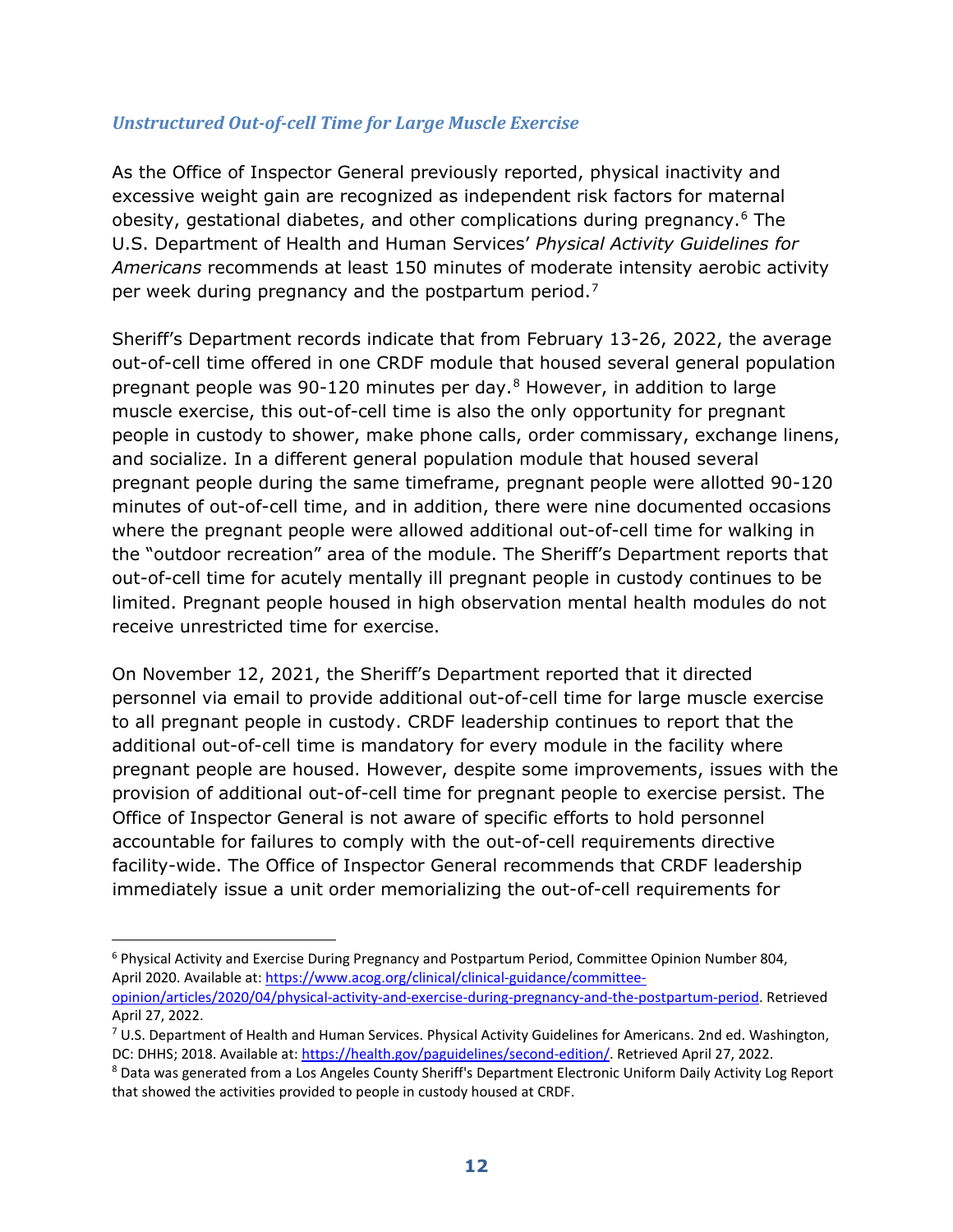### *Unstructured Out-of-cell Time for Large Muscle Exercise*

As the Office of Inspector General previously reported, physical inactivity and excessive weight gain are recognized as independent risk factors for maternal obesity, gestational diabetes, and other complications during pregnancy.[6] The U.S. Department of Health and Human Services' *Physical Activity Guidelines for Americans* recommends at least 150 minutes of moderate intensity aerobic activity per week during pregnancy and the postpartum period.[7]

Sheriff's Department records indicate that from February 13-26, 2022, the average out-of-cell time offered in one CRDF module that housed several general population pregnant people was 90-120 minutes per day.[8] However, in addition to large muscle exercise, this out-of-cell time is also the only opportunity for pregnant people in custody to shower, make phone calls, order commissary, exchange linens, and socialize. In a different general population module that housed several pregnant people during the same timeframe, pregnant people were allotted 90-120 minutes of out-of-cell time, and in addition, there were nine documented occasions where the pregnant people were allowed additional out-of-cell time for walking in the "outdoor recreation" area of the module. The Sheriff's Department reports that out-of-cell time for acutely mentally ill pregnant people in custody continues to be limited. Pregnant people housed in high observation mental health modules do not receive unrestricted time for exercise.

On November 12, 2021, the Sheriff's Department reported that it directed personnel via email to provide additional out-of-cell time for large muscle exercise to all pregnant people in custody. CRDF leadership continues to report that the additional out-of-cell time is mandatory for every module in the facility where pregnant people are housed. However, despite some improvements, issues with the provision of additional out-of-cell time for pregnant people to exercise persist. The Office of Inspector General is not aware of specific efforts to hold personnel accountable for failures to comply with the out-of-cell requirements directive facility-wide. The Office of Inspector General recommends that CRDF leadership immediately issue a unit order memorializing the out-of-cell requirements for

---

[6] Physical Activity and Exercise During Pregnancy and Postpartum Period, Committee Opinion Number 804, April 2020. Available at: https://www.acog.org/clinical/clinical-guidance/committee-opinion/articles/2020/04/physical-activity-and-exercise-during-pregnancy-and-the-postpartum-period. Retrieved April 27, 2022.

[7] U.S. Department of Health and Human Services. Physical Activity Guidelines for Americans. 2nd ed. Washington, DC: DHHS; 2018. Available at: https://health.gov/paguidelines/second-edition/. Retrieved April 27, 2022.

[8] Data was generated from a Los Angeles County Sheriff's Department Electronic Uniform Daily Activity Log Report that showed the activities provided to people in custody housed at CRDF.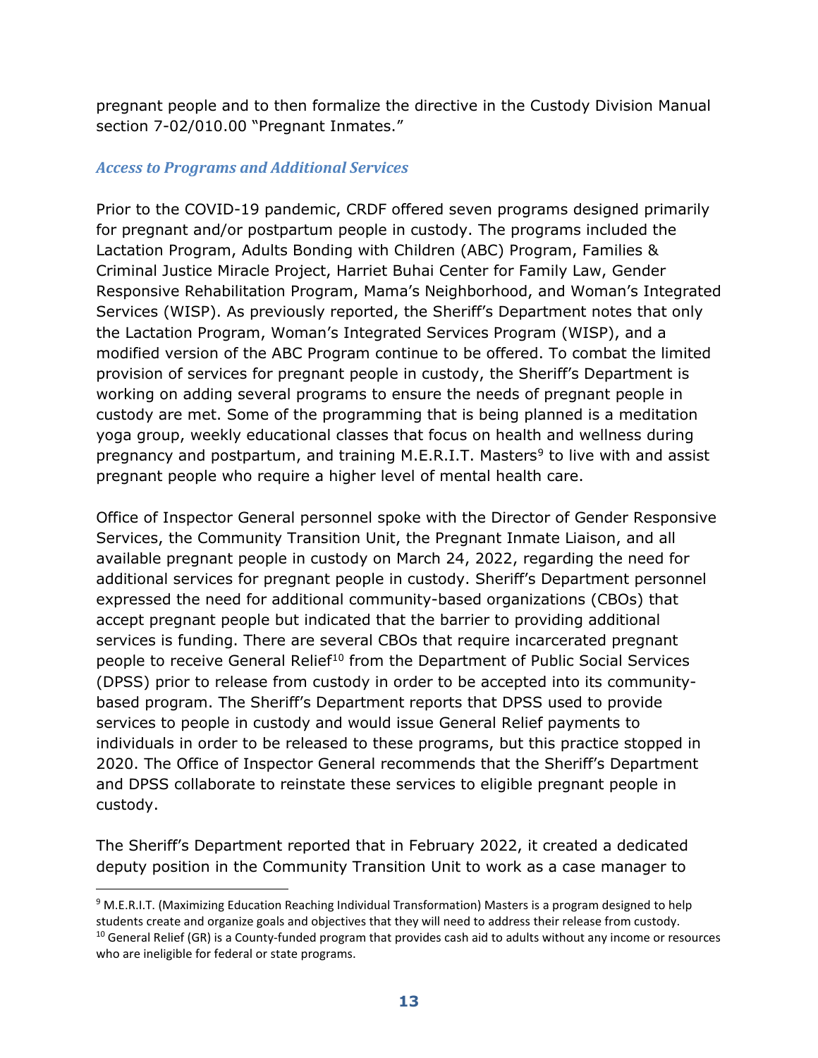pregnant people and to then formalize the directive in the Custody Division Manual section 7-02/010.00 "Pregnant Inmates."

### *Access to Programs and Additional Services*

Prior to the COVID-19 pandemic, CRDF offered seven programs designed primarily for pregnant and/or postpartum people in custody. The programs included the Lactation Program, Adults Bonding with Children (ABC) Program, Families & Criminal Justice Miracle Project, Harriet Buhai Center for Family Law, Gender Responsive Rehabilitation Program, Mama's Neighborhood, and Woman's Integrated Services (WISP). As previously reported, the Sheriff's Department notes that only the Lactation Program, Woman's Integrated Services Program (WISP), and a modified version of the ABC Program continue to be offered. To combat the limited provision of services for pregnant people in custody, the Sheriff's Department is working on adding several programs to ensure the needs of pregnant people in custody are met. Some of the programming that is being planned is a meditation yoga group, weekly educational classes that focus on health and wellness during pregnancy and postpartum, and training M.E.R.I.T. Masters[9] to live with and assist pregnant people who require a higher level of mental health care.

Office of Inspector General personnel spoke with the Director of Gender Responsive Services, the Community Transition Unit, the Pregnant Inmate Liaison, and all available pregnant people in custody on March 24, 2022, regarding the need for additional services for pregnant people in custody. Sheriff's Department personnel expressed the need for additional community-based organizations (CBOs) that accept pregnant people but indicated that the barrier to providing additional services is funding. There are several CBOs that require incarcerated pregnant people to receive General Relief[10] from the Department of Public Social Services (DPSS) prior to release from custody in order to be accepted into its community-based program. The Sheriff's Department reports that DPSS used to provide services to people in custody and would issue General Relief payments to individuals in order to be released to these programs, but this practice stopped in 2020. The Office of Inspector General recommends that the Sheriff's Department and DPSS collaborate to reinstate these services to eligible pregnant people in custody.

The Sheriff's Department reported that in February 2022, it created a dedicated deputy position in the Community Transition Unit to work as a case manager to

---

[9] M.E.R.I.T. (Maximizing Education Reaching Individual Transformation) Masters is a program designed to help students create and organize goals and objectives that they will need to address their release from custody.

[10] General Relief (GR) is a County-funded program that provides cash aid to adults without any income or resources who are ineligible for federal or state programs.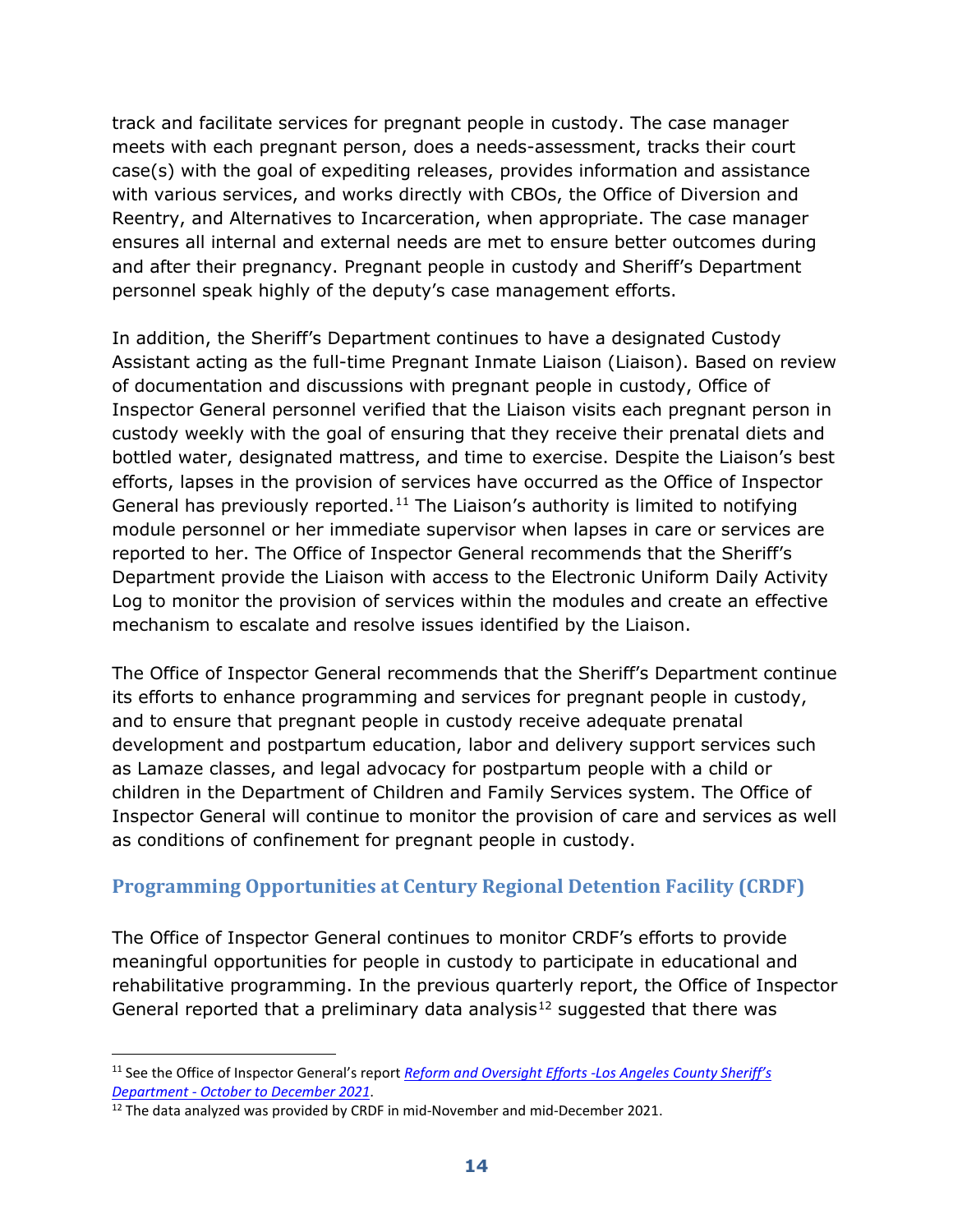track and facilitate services for pregnant people in custody. The case manager meets with each pregnant person, does a needs-assessment, tracks their court case(s) with the goal of expediting releases, provides information and assistance with various services, and works directly with CBOs, the Office of Diversion and Reentry, and Alternatives to Incarceration, when appropriate. The case manager ensures all internal and external needs are met to ensure better outcomes during and after their pregnancy. Pregnant people in custody and Sheriff's Department personnel speak highly of the deputy's case management efforts.

In addition, the Sheriff's Department continues to have a designated Custody Assistant acting as the full-time Pregnant Inmate Liaison (Liaison). Based on review of documentation and discussions with pregnant people in custody, Office of Inspector General personnel verified that the Liaison visits each pregnant person in custody weekly with the goal of ensuring that they receive their prenatal diets and bottled water, designated mattress, and time to exercise. Despite the Liaison's best efforts, lapses in the provision of services have occurred as the Office of Inspector General has previously reported.[11] The Liaison's authority is limited to notifying module personnel or her immediate supervisor when lapses in care or services are reported to her. The Office of Inspector General recommends that the Sheriff's Department provide the Liaison with access to the Electronic Uniform Daily Activity Log to monitor the provision of services within the modules and create an effective mechanism to escalate and resolve issues identified by the Liaison.

The Office of Inspector General recommends that the Sheriff's Department continue its efforts to enhance programming and services for pregnant people in custody, and to ensure that pregnant people in custody receive adequate prenatal development and postpartum education, labor and delivery support services such as Lamaze classes, and legal advocacy for postpartum people with a child or children in the Department of Children and Family Services system. The Office of Inspector General will continue to monitor the provision of care and services as well as conditions of confinement for pregnant people in custody.

## Programming Opportunities at Century Regional Detention Facility (CRDF)

The Office of Inspector General continues to monitor CRDF's efforts to provide meaningful opportunities for people in custody to participate in educational and rehabilitative programming. In the previous quarterly report, the Office of Inspector General reported that a preliminary data analysis[12] suggested that there was

---

[11] See the Office of Inspector General's report *Reform and Oversight Efforts -Los Angeles County Sheriff's Department - October to December 2021*.

[12] The data analyzed was provided by CRDF in mid-November and mid-December 2021.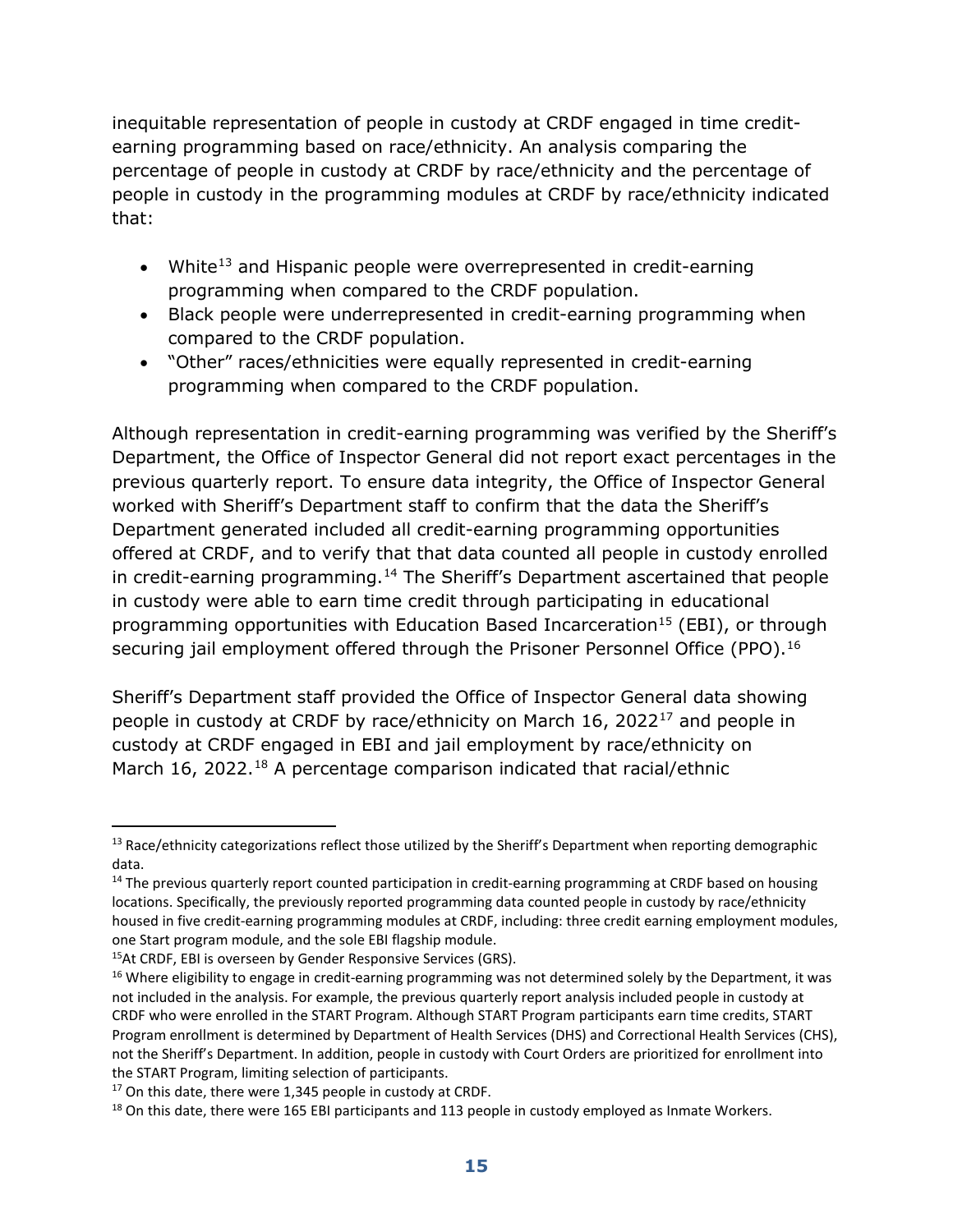inequitable representation of people in custody at CRDF engaged in time credit-earning programming based on race/ethnicity. An analysis comparing the percentage of people in custody at CRDF by race/ethnicity and the percentage of people in custody in the programming modules at CRDF by race/ethnicity indicated that:

- White[13] and Hispanic people were overrepresented in credit-earning programming when compared to the CRDF population.
- Black people were underrepresented in credit-earning programming when compared to the CRDF population.
- "Other" races/ethnicities were equally represented in credit-earning programming when compared to the CRDF population.

Although representation in credit-earning programming was verified by the Sheriff's Department, the Office of Inspector General did not report exact percentages in the previous quarterly report. To ensure data integrity, the Office of Inspector General worked with Sheriff's Department staff to confirm that the data the Sheriff's Department generated included all credit-earning programming opportunities offered at CRDF, and to verify that that data counted all people in custody enrolled in credit-earning programming.[14] The Sheriff's Department ascertained that people in custody were able to earn time credit through participating in educational programming opportunities with Education Based Incarceration[15] (EBI), or through securing jail employment offered through the Prisoner Personnel Office (PPO).[16]

Sheriff's Department staff provided the Office of Inspector General data showing people in custody at CRDF by race/ethnicity on March 16, 2022[17] and people in custody at CRDF engaged in EBI and jail employment by race/ethnicity on March 16, 2022.[18] A percentage comparison indicated that racial/ethnic

---

[13] Race/ethnicity categorizations reflect those utilized by the Sheriff's Department when reporting demographic data.

[14] The previous quarterly report counted participation in credit-earning programming at CRDF based on housing locations. Specifically, the previously reported programming data counted people in custody by race/ethnicity housed in five credit-earning programming modules at CRDF, including: three credit earning employment modules, one Start program module, and the sole EBI flagship module.

[15] At CRDF, EBI is overseen by Gender Responsive Services (GRS).

[16] Where eligibility to engage in credit-earning programming was not determined solely by the Department, it was not included in the analysis. For example, the previous quarterly report analysis included people in custody at CRDF who were enrolled in the START Program. Although START Program participants earn time credits, START Program enrollment is determined by Department of Health Services (DHS) and Correctional Health Services (CHS), not the Sheriff's Department. In addition, people in custody with Court Orders are prioritized for enrollment into the START Program, limiting selection of participants.

[17] On this date, there were 1,345 people in custody at CRDF.

[18] On this date, there were 165 EBI participants and 113 people in custody employed as Inmate Workers.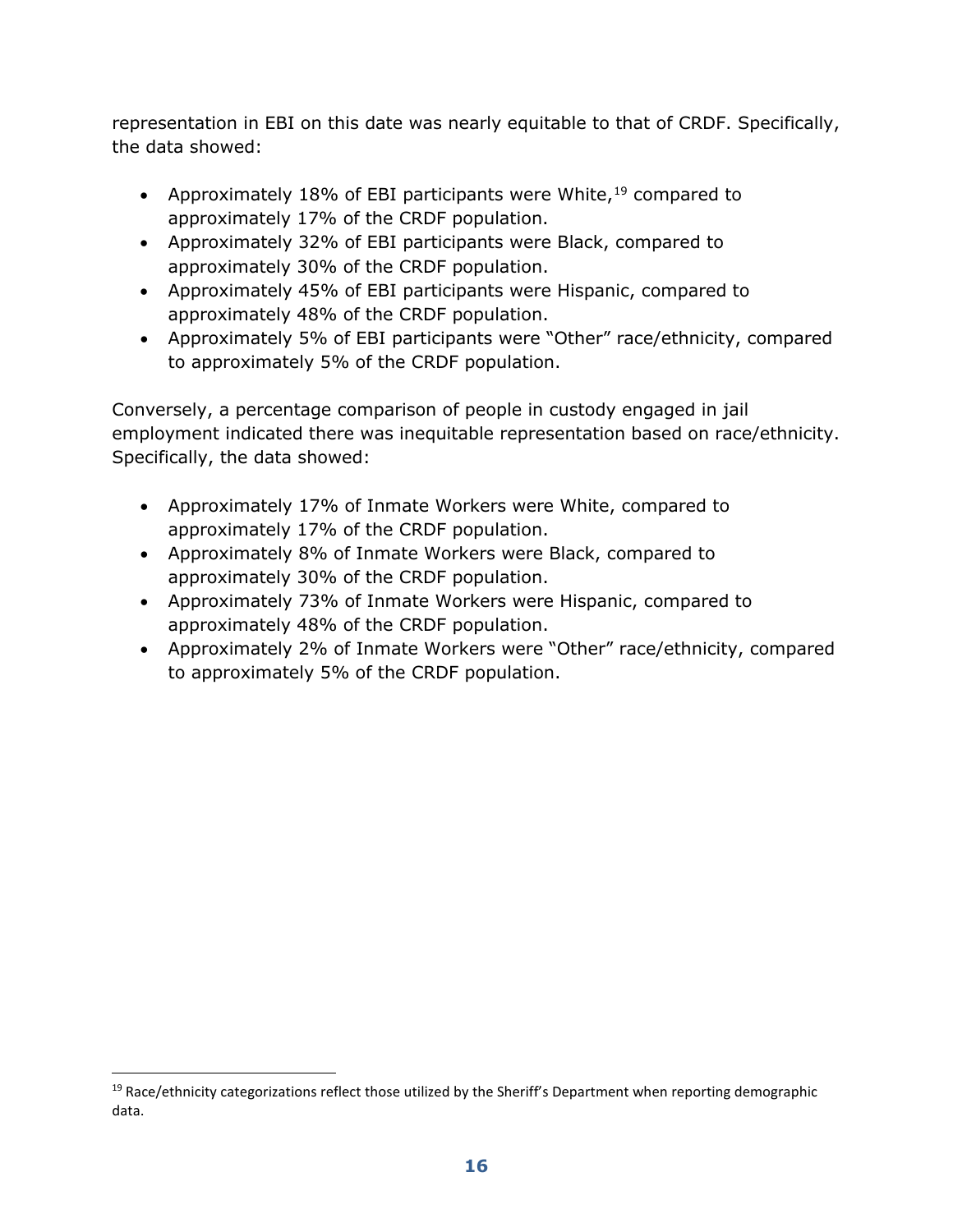representation in EBI on this date was nearly equitable to that of CRDF. Specifically, the data showed:

- Approximately 18% of EBI participants were White,[19] compared to approximately 17% of the CRDF population.
- Approximately 32% of EBI participants were Black, compared to approximately 30% of the CRDF population.
- Approximately 45% of EBI participants were Hispanic, compared to approximately 48% of the CRDF population.
- Approximately 5% of EBI participants were "Other" race/ethnicity, compared to approximately 5% of the CRDF population.

Conversely, a percentage comparison of people in custody engaged in jail employment indicated there was inequitable representation based on race/ethnicity. Specifically, the data showed:

- Approximately 17% of Inmate Workers were White, compared to approximately 17% of the CRDF population.
- Approximately 8% of Inmate Workers were Black, compared to approximately 30% of the CRDF population.
- Approximately 73% of Inmate Workers were Hispanic, compared to approximately 48% of the CRDF population.
- Approximately 2% of Inmate Workers were "Other" race/ethnicity, compared to approximately 5% of the CRDF population.

[19] Race/ethnicity categorizations reflect those utilized by the Sheriff's Department when reporting demographic data.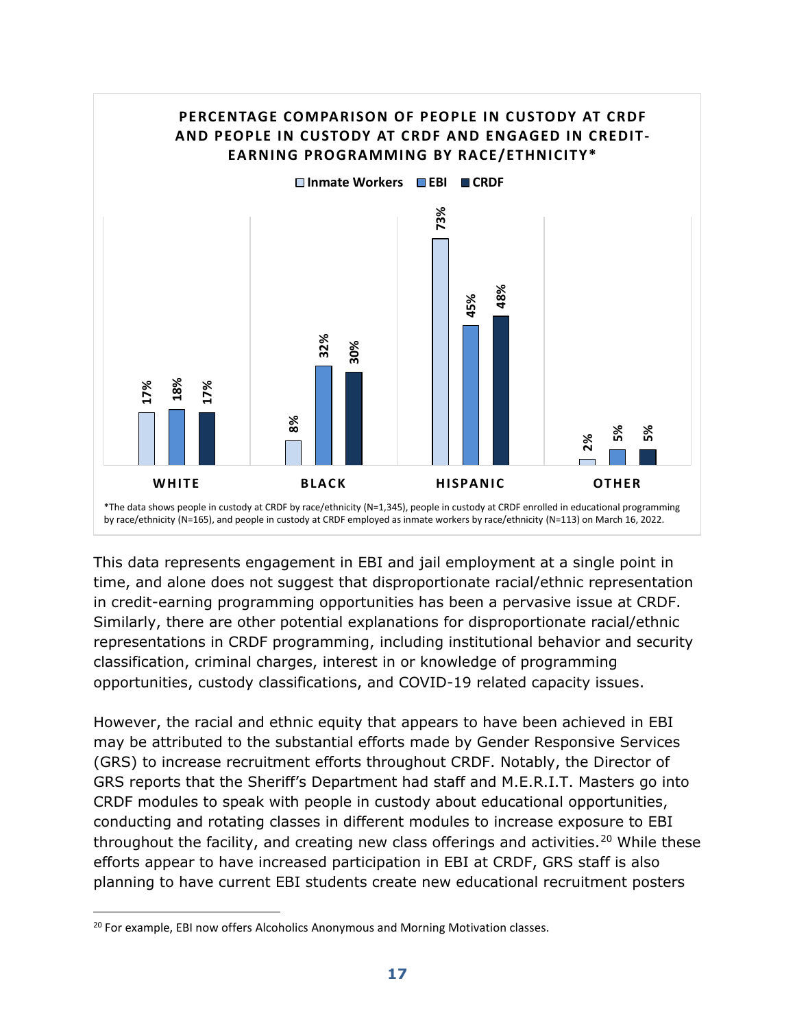**PERCENTAGE COMPARISON OF PEOPLE IN CUSTODY AT CRDF AND PEOPLE IN CUSTODY AT CRDF AND ENGAGED IN CREDIT-EARNING PROGRAMMING BY RACE/ETHNICITY***

| | Inmate Workers | EBI | CRDF |
|---|---|---|---|
| WHITE | 17% | 18% | 17% |
| BLACK | 8% | 32% | 30% |
| HISPANIC | 73% | 45% | 48% |
| OTHER | 2% | 5% | 5% |

*The data shows people in custody at CRDF by race/ethnicity (N=1,345), people in custody at CRDF enrolled in educational programming by race/ethnicity (N=165), and people in custody at CRDF employed as inmate workers by race/ethnicity (N=113) on March 16, 2022.

This data represents engagement in EBI and jail employment at a single point in time, and alone does not suggest that disproportionate racial/ethnic representation in credit-earning programming opportunities has been a pervasive issue at CRDF. Similarly, there are other potential explanations for disproportionate racial/ethnic representations in CRDF programming, including institutional behavior and security classification, criminal charges, interest in or knowledge of programming opportunities, custody classifications, and COVID-19 related capacity issues.

However, the racial and ethnic equity that appears to have been achieved in EBI may be attributed to the substantial efforts made by Gender Responsive Services (GRS) to increase recruitment efforts throughout CRDF. Notably, the Director of GRS reports that the Sheriff's Department had staff and M.E.R.I.T. Masters go into CRDF modules to speak with people in custody about educational opportunities, conducting and rotating classes in different modules to increase exposure to EBI throughout the facility, and creating new class offerings and activities.[20] While these efforts appear to have increased participation in EBI at CRDF, GRS staff is also planning to have current EBI students create new educational recruitment posters

[20] For example, EBI now offers Alcoholics Anonymous and Morning Motivation classes.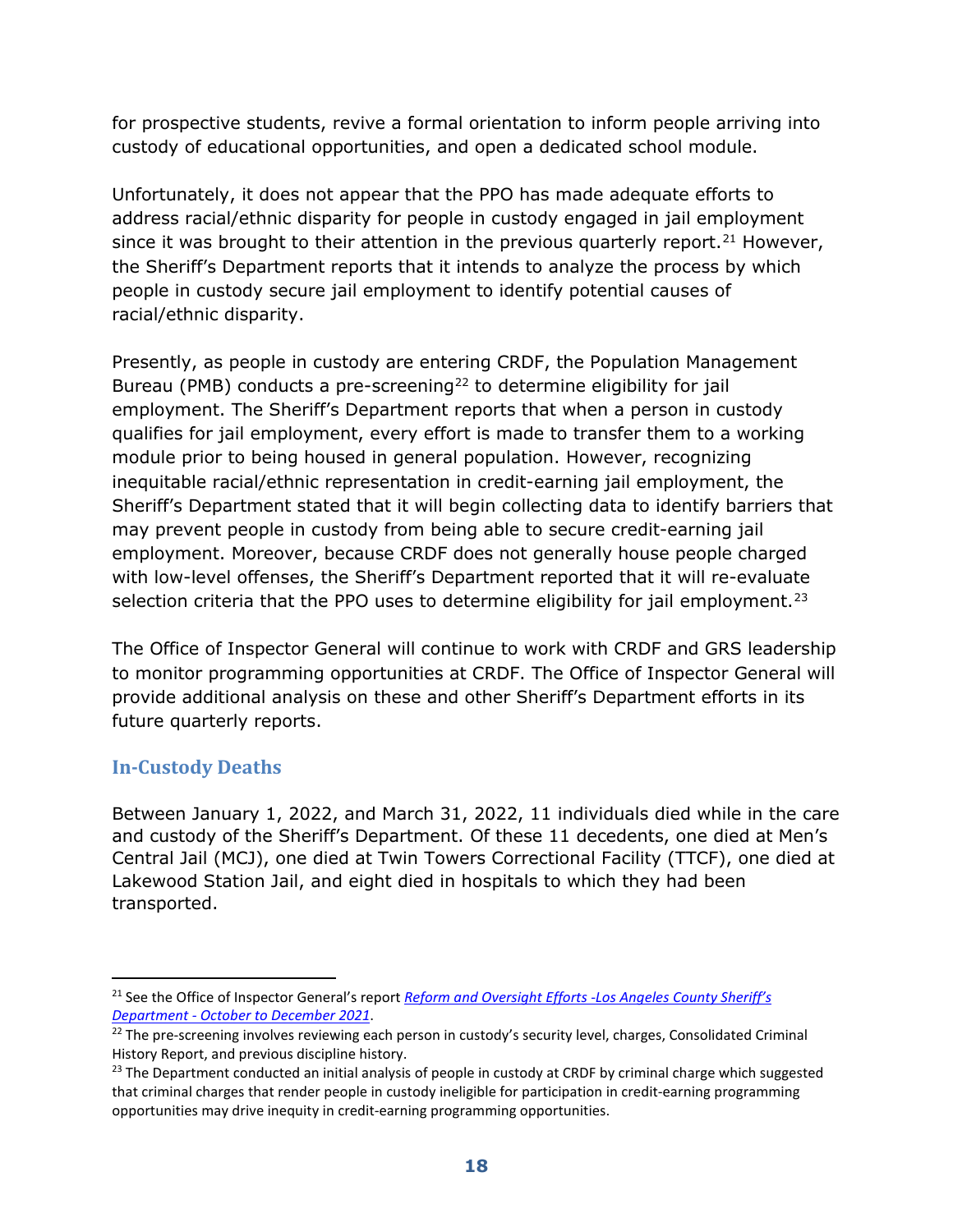for prospective students, revive a formal orientation to inform people arriving into custody of educational opportunities, and open a dedicated school module.

Unfortunately, it does not appear that the PPO has made adequate efforts to address racial/ethnic disparity for people in custody engaged in jail employment since it was brought to their attention in the previous quarterly report.[21] However, the Sheriff's Department reports that it intends to analyze the process by which people in custody secure jail employment to identify potential causes of racial/ethnic disparity.

Presently, as people in custody are entering CRDF, the Population Management Bureau (PMB) conducts a pre-screening[22] to determine eligibility for jail employment. The Sheriff's Department reports that when a person in custody qualifies for jail employment, every effort is made to transfer them to a working module prior to being housed in general population. However, recognizing inequitable racial/ethnic representation in credit-earning jail employment, the Sheriff's Department stated that it will begin collecting data to identify barriers that may prevent people in custody from being able to secure credit-earning jail employment. Moreover, because CRDF does not generally house people charged with low-level offenses, the Sheriff's Department reported that it will re-evaluate selection criteria that the PPO uses to determine eligibility for jail employment.[23]

The Office of Inspector General will continue to work with CRDF and GRS leadership to monitor programming opportunities at CRDF. The Office of Inspector General will provide additional analysis on these and other Sheriff's Department efforts in its future quarterly reports.

## In-Custody Deaths

Between January 1, 2022, and March 31, 2022, 11 individuals died while in the care and custody of the Sheriff's Department. Of these 11 decedents, one died at Men's Central Jail (MCJ), one died at Twin Towers Correctional Facility (TTCF), one died at Lakewood Station Jail, and eight died in hospitals to which they had been transported.

---

[21] See the Office of Inspector General's report *Reform and Oversight Efforts -Los Angeles County Sheriff's Department - October to December 2021*.

[22] The pre-screening involves reviewing each person in custody's security level, charges, Consolidated Criminal History Report, and previous discipline history.

[23] The Department conducted an initial analysis of people in custody at CRDF by criminal charge which suggested that criminal charges that render people in custody ineligible for participation in credit-earning programming opportunities may drive inequity in credit-earning programming opportunities.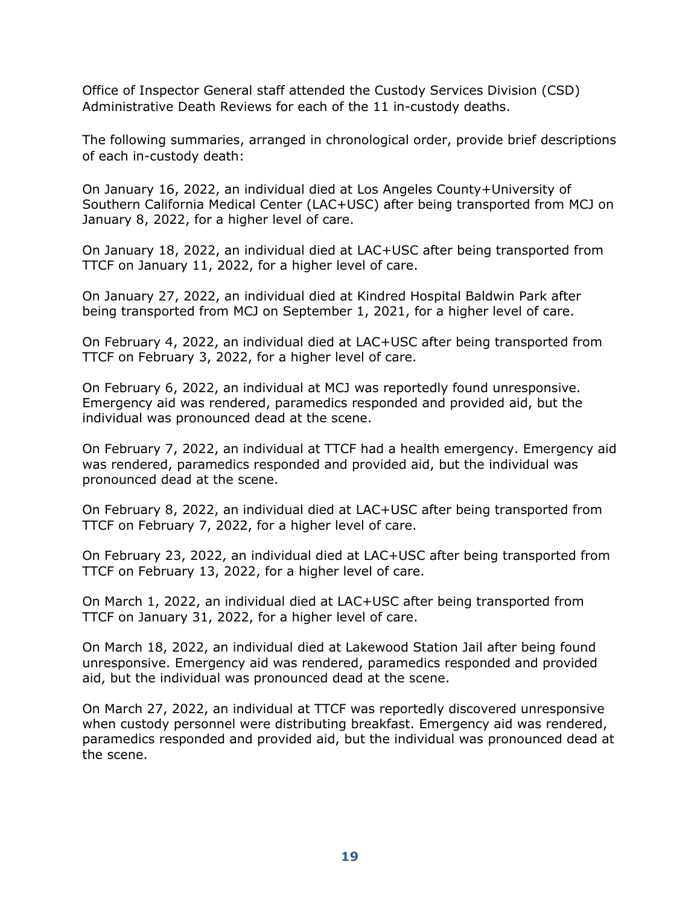Office of Inspector General staff attended the Custody Services Division (CSD) Administrative Death Reviews for each of the 11 in-custody deaths.

The following summaries, arranged in chronological order, provide brief descriptions of each in-custody death:

On January 16, 2022, an individual died at Los Angeles County+University of Southern California Medical Center (LAC+USC) after being transported from MCJ on January 8, 2022, for a higher level of care.

On January 18, 2022, an individual died at LAC+USC after being transported from TTCF on January 11, 2022, for a higher level of care.

On January 27, 2022, an individual died at Kindred Hospital Baldwin Park after being transported from MCJ on September 1, 2021, for a higher level of care.

On February 4, 2022, an individual died at LAC+USC after being transported from TTCF on February 3, 2022, for a higher level of care.

On February 6, 2022, an individual at MCJ was reportedly found unresponsive. Emergency aid was rendered, paramedics responded and provided aid, but the individual was pronounced dead at the scene.

On February 7, 2022, an individual at TTCF had a health emergency. Emergency aid was rendered, paramedics responded and provided aid, but the individual was pronounced dead at the scene.

On February 8, 2022, an individual died at LAC+USC after being transported from TTCF on February 7, 2022, for a higher level of care.

On February 23, 2022, an individual died at LAC+USC after being transported from TTCF on February 13, 2022, for a higher level of care.

On March 1, 2022, an individual died at LAC+USC after being transported from TTCF on January 31, 2022, for a higher level of care.

On March 18, 2022, an individual died at Lakewood Station Jail after being found unresponsive. Emergency aid was rendered, paramedics responded and provided aid, but the individual was pronounced dead at the scene.

On March 27, 2022, an individual at TTCF was reportedly discovered unresponsive when custody personnel were distributing breakfast. Emergency aid was rendered, paramedics responded and provided aid, but the individual was pronounced dead at the scene.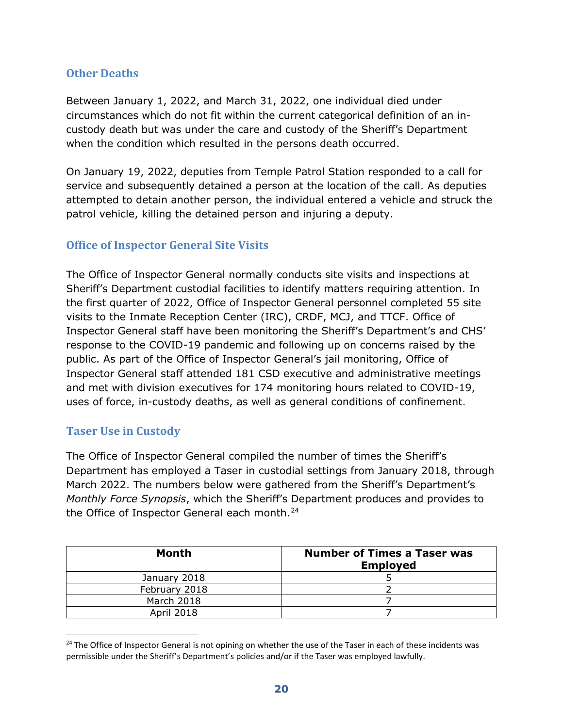## Other Deaths

Between January 1, 2022, and March 31, 2022, one individual died under circumstances which do not fit within the current categorical definition of an in-custody death but was under the care and custody of the Sheriff's Department when the condition which resulted in the persons death occurred.

On January 19, 2022, deputies from Temple Patrol Station responded to a call for service and subsequently detained a person at the location of the call. As deputies attempted to detain another person, the individual entered a vehicle and struck the patrol vehicle, killing the detained person and injuring a deputy.

## Office of Inspector General Site Visits

The Office of Inspector General normally conducts site visits and inspections at Sheriff's Department custodial facilities to identify matters requiring attention. In the first quarter of 2022, Office of Inspector General personnel completed 55 site visits to the Inmate Reception Center (IRC), CRDF, MCJ, and TTCF. Office of Inspector General staff have been monitoring the Sheriff's Department's and CHS' response to the COVID-19 pandemic and following up on concerns raised by the public. As part of the Office of Inspector General's jail monitoring, Office of Inspector General staff attended 181 CSD executive and administrative meetings and met with division executives for 174 monitoring hours related to COVID-19, uses of force, in-custody deaths, as well as general conditions of confinement.

## Taser Use in Custody

The Office of Inspector General compiled the number of times the Sheriff's Department has employed a Taser in custodial settings from January 2018, through March 2022. The numbers below were gathered from the Sheriff's Department's *Monthly Force Synopsis*, which the Sheriff's Department produces and provides to the Office of Inspector General each month.[24]

| Month | Number of Times a Taser was Employed |
|---|---|
| January 2018 | 5 |
| February 2018 | 2 |
| March 2018 | 7 |
| April 2018 | 7 |

[24] The Office of Inspector General is not opining on whether the use of the Taser in each of these incidents was permissible under the Sheriff's Department's policies and/or if the Taser was employed lawfully.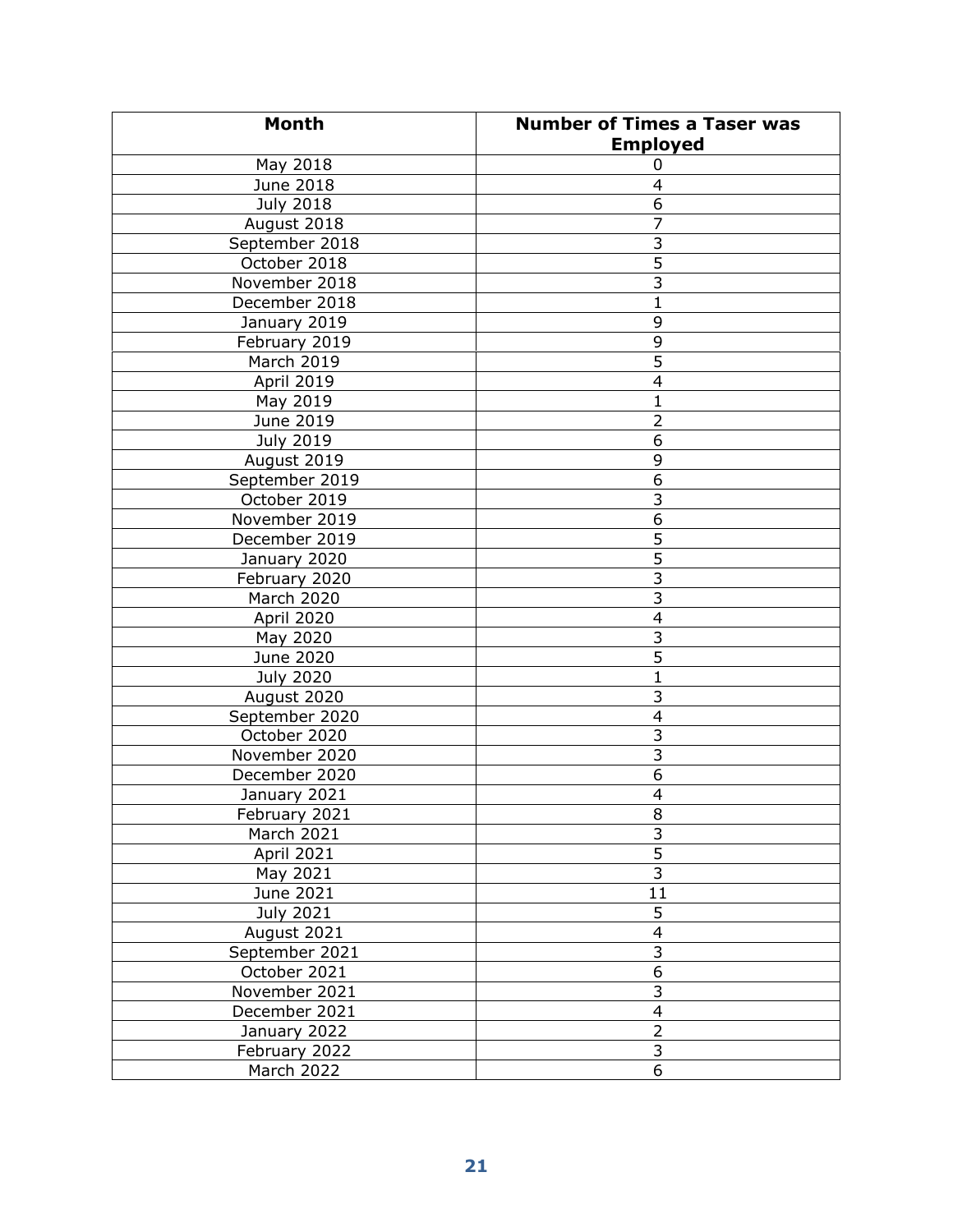| Month | Number of Times a Taser was Employed |
|---|---|
| May 2018 | 0 |
| June 2018 | 4 |
| July 2018 | 6 |
| August 2018 | 7 |
| September 2018 | 3 |
| October 2018 | 5 |
| November 2018 | 3 |
| December 2018 | 1 |
| January 2019 | 9 |
| February 2019 | 9 |
| March 2019 | 5 |
| April 2019 | 4 |
| May 2019 | 1 |
| June 2019 | 2 |
| July 2019 | 6 |
| August 2019 | 9 |
| September 2019 | 6 |
| October 2019 | 3 |
| November 2019 | 6 |
| December 2019 | 5 |
| January 2020 | 5 |
| February 2020 | 3 |
| March 2020 | 3 |
| April 2020 | 4 |
| May 2020 | 3 |
| June 2020 | 5 |
| July 2020 | 1 |
| August 2020 | 3 |
| September 2020 | 4 |
| October 2020 | 3 |
| November 2020 | 3 |
| December 2020 | 6 |
| January 2021 | 4 |
| February 2021 | 8 |
| March 2021 | 3 |
| April 2021 | 5 |
| May 2021 | 3 |
| June 2021 | 11 |
| July 2021 | 5 |
| August 2021 | 4 |
| September 2021 | 3 |
| October 2021 | 6 |
| November 2021 | 3 |
| December 2021 | 4 |
| January 2022 | 2 |
| February 2022 | 3 |
| March 2022 | 6 |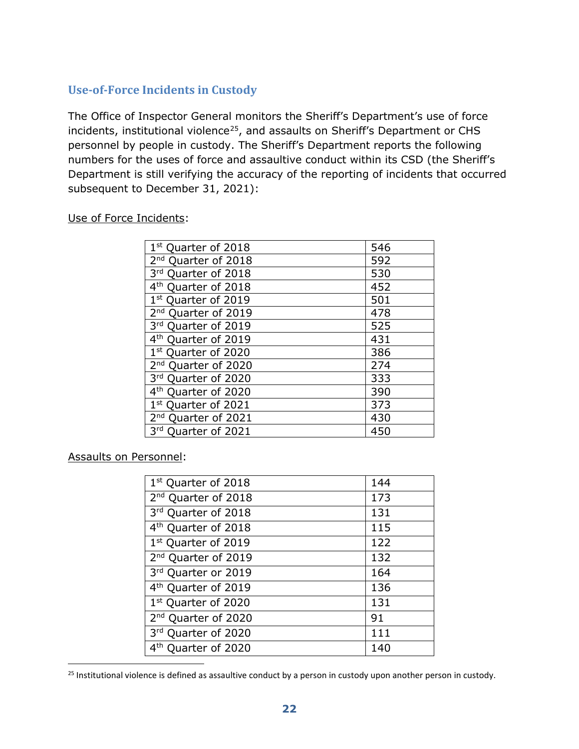## Use-of-Force Incidents in Custody

The Office of Inspector General monitors the Sheriff's Department's use of force incidents, institutional violence[25], and assaults on Sheriff's Department or CHS personnel by people in custody. The Sheriff's Department reports the following numbers for the uses of force and assaultive conduct within its CSD (the Sheriff's Department is still verifying the accuracy of the reporting of incidents that occurred subsequent to December 31, 2021):

Use of Force Incidents:

| | |
|---|---|
| 1st Quarter of 2018 | 546 |
| 2nd Quarter of 2018 | 592 |
| 3rd Quarter of 2018 | 530 |
| 4th Quarter of 2018 | 452 |
| 1st Quarter of 2019 | 501 |
| 2nd Quarter of 2019 | 478 |
| 3rd Quarter of 2019 | 525 |
| 4th Quarter of 2019 | 431 |
| 1st Quarter of 2020 | 386 |
| 2nd Quarter of 2020 | 274 |
| 3rd Quarter of 2020 | 333 |
| 4th Quarter of 2020 | 390 |
| 1st Quarter of 2021 | 373 |
| 2nd Quarter of 2021 | 430 |
| 3rd Quarter of 2021 | 450 |

Assaults on Personnel:

| | |
|---|---|
| 1st Quarter of 2018 | 144 |
| 2nd Quarter of 2018 | 173 |
| 3rd Quarter of 2018 | 131 |
| 4th Quarter of 2018 | 115 |
| 1st Quarter of 2019 | 122 |
| 2nd Quarter of 2019 | 132 |
| 3rd Quarter or 2019 | 164 |
| 4th Quarter of 2019 | 136 |
| 1st Quarter of 2020 | 131 |
| 2nd Quarter of 2020 | 91 |
| 3rd Quarter of 2020 | 111 |
| 4th Quarter of 2020 | 140 |

[25] Institutional violence is defined as assaultive conduct by a person in custody upon another person in custody.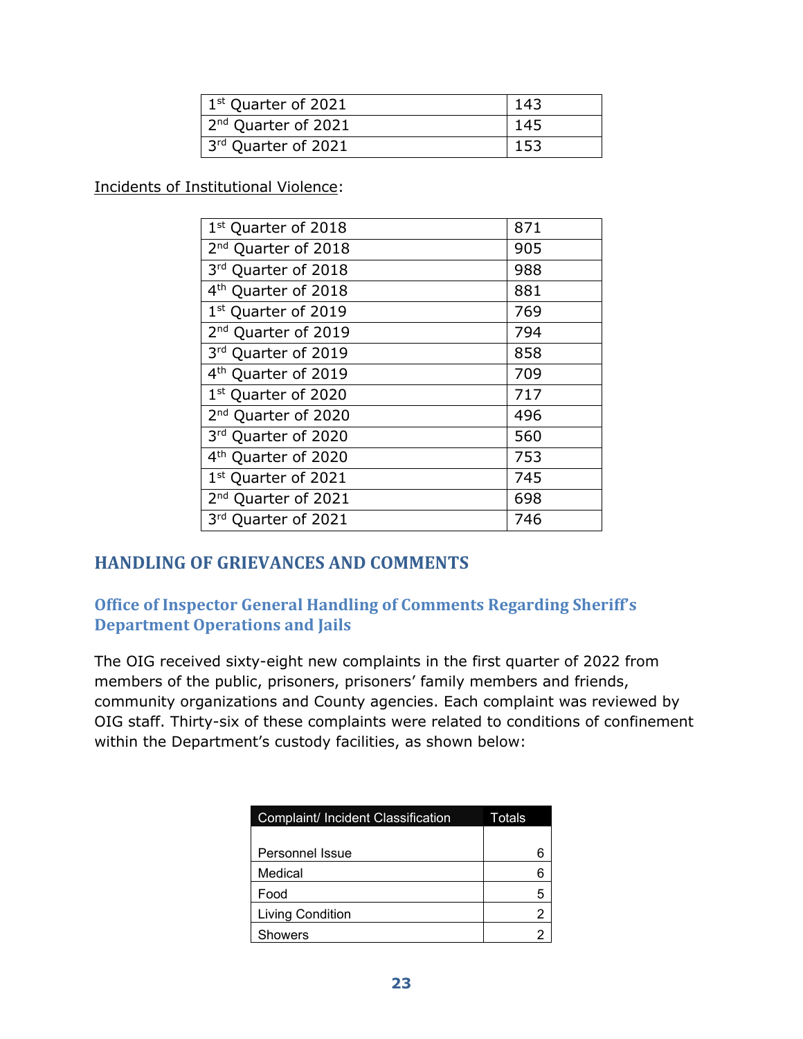| | |
|---|---|
| 1st Quarter of 2021 | 143 |
| 2nd Quarter of 2021 | 145 |
| 3rd Quarter of 2021 | 153 |

Incidents of Institutional Violence:

| | |
|---|---|
| 1st Quarter of 2018 | 871 |
| 2nd Quarter of 2018 | 905 |
| 3rd Quarter of 2018 | 988 |
| 4th Quarter of 2018 | 881 |
| 1st Quarter of 2019 | 769 |
| 2nd Quarter of 2019 | 794 |
| 3rd Quarter of 2019 | 858 |
| 4th Quarter of 2019 | 709 |
| 1st Quarter of 2020 | 717 |
| 2nd Quarter of 2020 | 496 |
| 3rd Quarter of 2020 | 560 |
| 4th Quarter of 2020 | 753 |
| 1st Quarter of 2021 | 745 |
| 2nd Quarter of 2021 | 698 |
| 3rd Quarter of 2021 | 746 |

## HANDLING OF GRIEVANCES AND COMMENTS

### Office of Inspector General Handling of Comments Regarding Sheriff's Department Operations and Jails

The OIG received sixty-eight new complaints in the first quarter of 2022 from members of the public, prisoners, prisoners' family members and friends, community organizations and County agencies. Each complaint was reviewed by OIG staff. Thirty-six of these complaints were related to conditions of confinement within the Department's custody facilities, as shown below:

| Complaint/ Incident Classification | Totals |
|---|---|
| Personnel Issue | 6 |
| Medical | 6 |
| Food | 5 |
| Living Condition | 2 |
| Showers | 2 |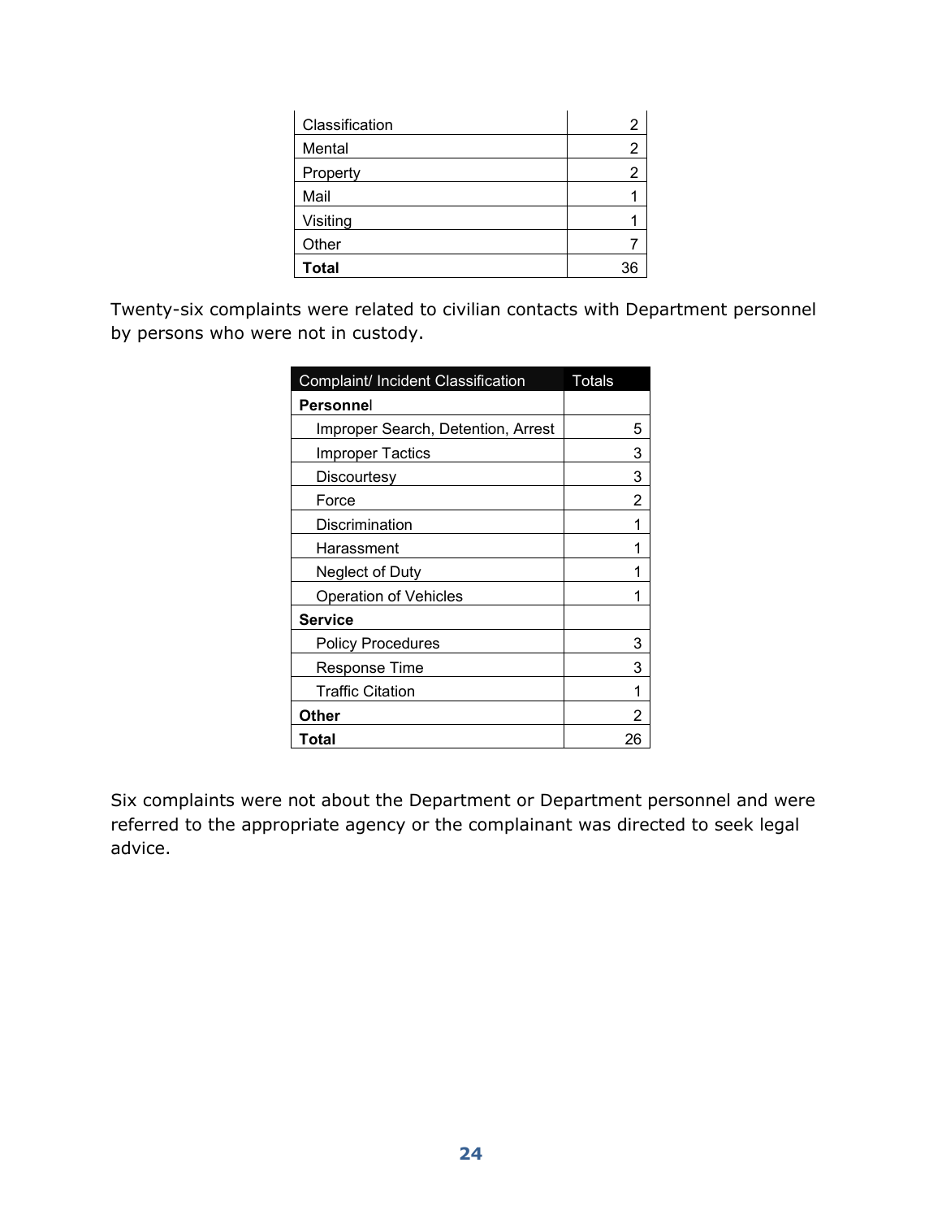| | |
|---|---|
| Classification | 2 |
| Mental | 2 |
| Property | 2 |
| Mail | 1 |
| Visiting | 1 |
| Other | 7 |
| **Total** | 36 |

Twenty-six complaints were related to civilian contacts with Department personnel by persons who were not in custody.

| Complaint/ Incident Classification | Totals |
|---|---|
| **Personnel** | |
| Improper Search, Detention, Arrest | 5 |
| Improper Tactics | 3 |
| Discourtesy | 3 |
| Force | 2 |
| Discrimination | 1 |
| Harassment | 1 |
| Neglect of Duty | 1 |
| Operation of Vehicles | 1 |
| **Service** | |
| Policy Procedures | 3 |
| Response Time | 3 |
| Traffic Citation | 1 |
| **Other** | 2 |
| **Total** | 26 |

Six complaints were not about the Department or Department personnel and were referred to the appropriate agency or the complainant was directed to seek legal advice.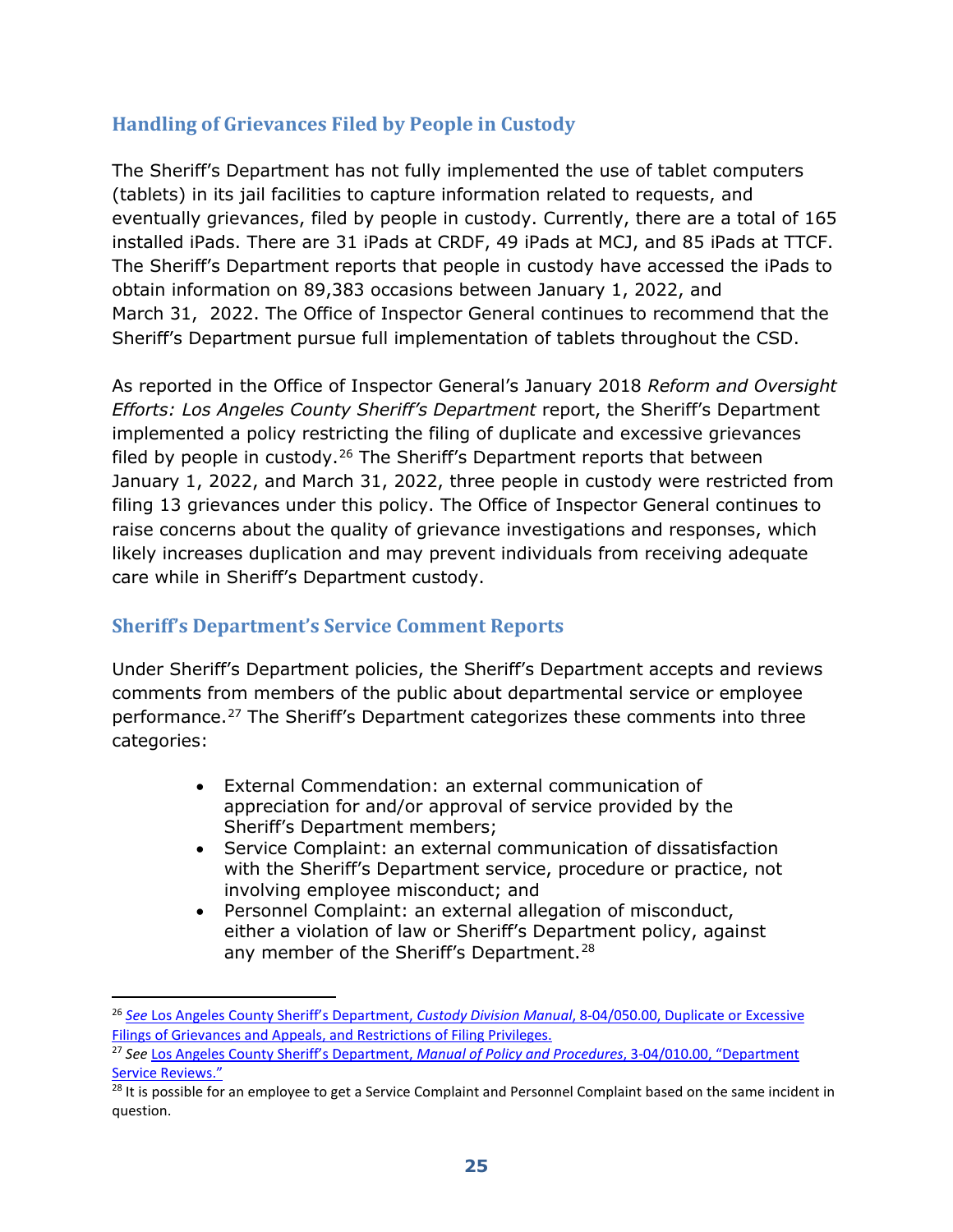## Handling of Grievances Filed by People in Custody

The Sheriff's Department has not fully implemented the use of tablet computers (tablets) in its jail facilities to capture information related to requests, and eventually grievances, filed by people in custody. Currently, there are a total of 165 installed iPads. There are 31 iPads at CRDF, 49 iPads at MCJ, and 85 iPads at TTCF. The Sheriff's Department reports that people in custody have accessed the iPads to obtain information on 89,383 occasions between January 1, 2022, and March 31, 2022. The Office of Inspector General continues to recommend that the Sheriff's Department pursue full implementation of tablets throughout the CSD.

As reported in the Office of Inspector General's January 2018 *Reform and Oversight Efforts: Los Angeles County Sheriff's Department* report, the Sheriff's Department implemented a policy restricting the filing of duplicate and excessive grievances filed by people in custody.[26] The Sheriff's Department reports that between January 1, 2022, and March 31, 2022, three people in custody were restricted from filing 13 grievances under this policy. The Office of Inspector General continues to raise concerns about the quality of grievance investigations and responses, which likely increases duplication and may prevent individuals from receiving adequate care while in Sheriff's Department custody.

## Sheriff's Department's Service Comment Reports

Under Sheriff's Department policies, the Sheriff's Department accepts and reviews comments from members of the public about departmental service or employee performance.[27] The Sheriff's Department categorizes these comments into three categories:

- External Commendation: an external communication of appreciation for and/or approval of service provided by the Sheriff's Department members;
- Service Complaint: an external communication of dissatisfaction with the Sheriff's Department service, procedure or practice, not involving employee misconduct; and
- Personnel Complaint: an external allegation of misconduct, either a violation of law or Sheriff's Department policy, against any member of the Sheriff's Department.[28]

---

[26] *See* Los Angeles County Sheriff's Department, *Custody Division Manual*, 8-04/050.00, Duplicate or Excessive Filings of Grievances and Appeals, and Restrictions of Filing Privileges.

[27] *See* Los Angeles County Sheriff's Department, *Manual of Policy and Procedures*, 3-04/010.00, "Department Service Reviews."

[28] It is possible for an employee to get a Service Complaint and Personnel Complaint based on the same incident in question.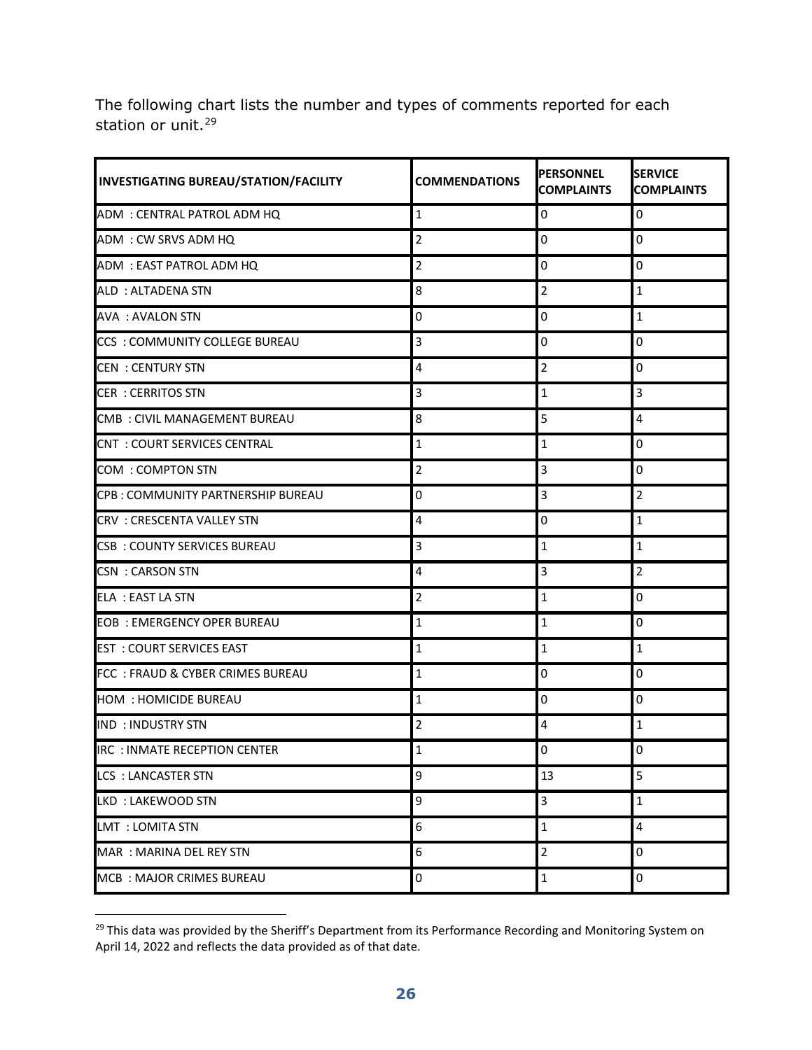The following chart lists the number and types of comments reported for each station or unit.[29]

| INVESTIGATING BUREAU/STATION/FACILITY | COMMENDATIONS | PERSONNEL COMPLAINTS | SERVICE COMPLAINTS |
|---|---|---|---|
| ADM : CENTRAL PATROL ADM HQ | 1 | 0 | 0 |
| ADM : CW SRVS ADM HQ | 2 | 0 | 0 |
| ADM : EAST PATROL ADM HQ | 2 | 0 | 0 |
| ALD : ALTADENA STN | 8 | 2 | 1 |
| AVA : AVALON STN | 0 | 0 | 1 |
| CCS : COMMUNITY COLLEGE BUREAU | 3 | 0 | 0 |
| CEN : CENTURY STN | 4 | 2 | 0 |
| CER : CERRITOS STN | 3 | 1 | 3 |
| CMB : CIVIL MANAGEMENT BUREAU | 8 | 5 | 4 |
| CNT : COURT SERVICES CENTRAL | 1 | 1 | 0 |
| COM : COMPTON STN | 2 | 3 | 0 |
| CPB : COMMUNITY PARTNERSHIP BUREAU | 0 | 3 | 2 |
| CRV : CRESCENTA VALLEY STN | 4 | 0 | 1 |
| CSB : COUNTY SERVICES BUREAU | 3 | 1 | 1 |
| CSN : CARSON STN | 4 | 3 | 2 |
| ELA : EAST LA STN | 2 | 1 | 0 |
| EOB : EMERGENCY OPER BUREAU | 1 | 1 | 0 |
| EST : COURT SERVICES EAST | 1 | 1 | 1 |
| FCC : FRAUD & CYBER CRIMES BUREAU | 1 | 0 | 0 |
| HOM : HOMICIDE BUREAU | 1 | 0 | 0 |
| IND : INDUSTRY STN | 2 | 4 | 1 |
| IRC : INMATE RECEPTION CENTER | 1 | 0 | 0 |
| LCS : LANCASTER STN | 9 | 13 | 5 |
| LKD : LAKEWOOD STN | 9 | 3 | 1 |
| LMT : LOMITA STN | 6 | 1 | 4 |
| MAR : MARINA DEL REY STN | 6 | 2 | 0 |
| MCB : MAJOR CRIMES BUREAU | 0 | 1 | 0 |

[29] This data was provided by the Sheriff's Department from its Performance Recording and Monitoring System on April 14, 2022 and reflects the data provided as of that date.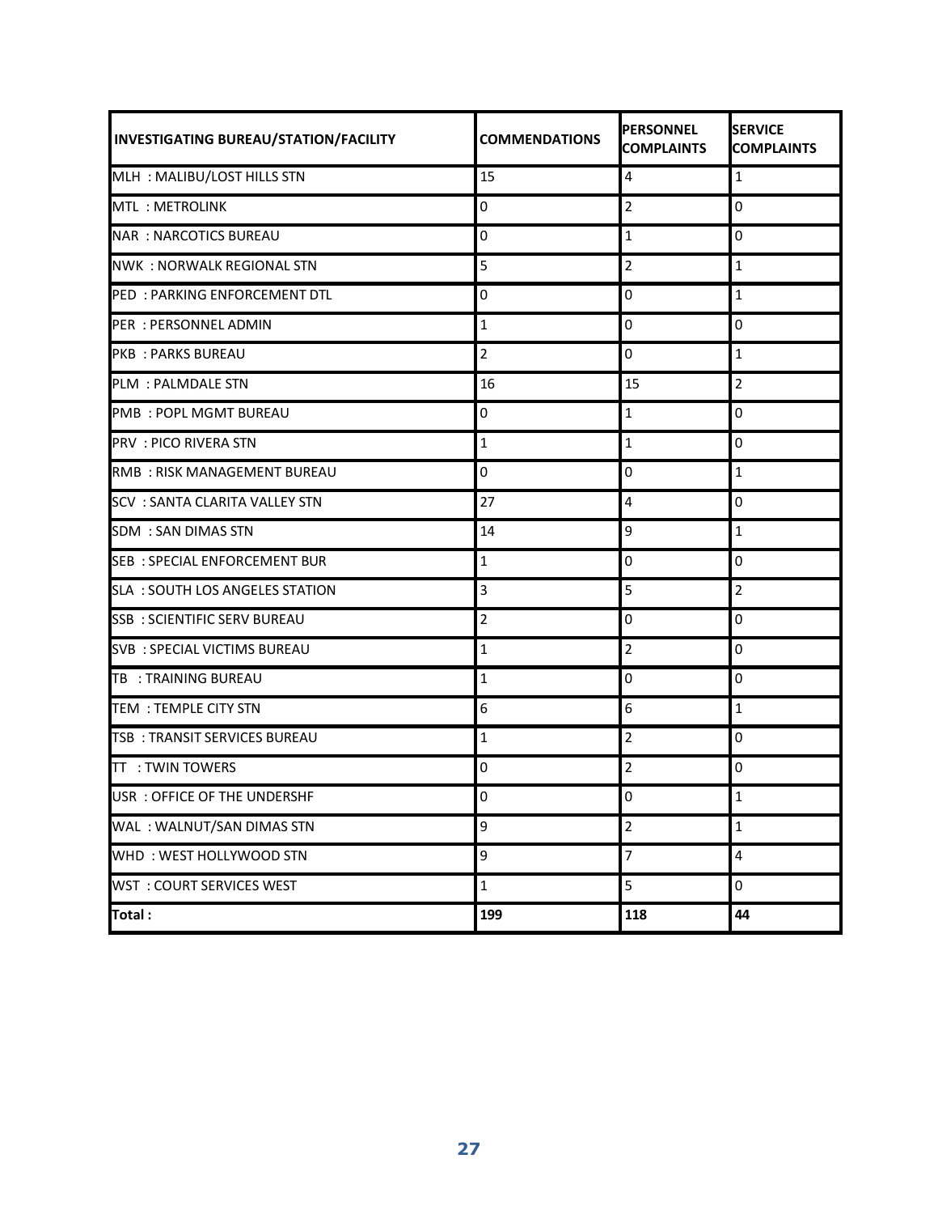| INVESTIGATING BUREAU/STATION/FACILITY | COMMENDATIONS | PERSONNEL COMPLAINTS | SERVICE COMPLAINTS |
|---|---|---|---|
| MLH : MALIBU/LOST HILLS STN | 15 | 4 | 1 |
| MTL : METROLINK | 0 | 2 | 0 |
| NAR : NARCOTICS BUREAU | 0 | 1 | 0 |
| NWK : NORWALK REGIONAL STN | 5 | 2 | 1 |
| PED : PARKING ENFORCEMENT DTL | 0 | 0 | 1 |
| PER : PERSONNEL ADMIN | 1 | 0 | 0 |
| PKB : PARKS BUREAU | 2 | 0 | 1 |
| PLM : PALMDALE STN | 16 | 15 | 2 |
| PMB : POPL MGMT BUREAU | 0 | 1 | 0 |
| PRV : PICO RIVERA STN | 1 | 1 | 0 |
| RMB : RISK MANAGEMENT BUREAU | 0 | 0 | 1 |
| SCV : SANTA CLARITA VALLEY STN | 27 | 4 | 0 |
| SDM : SAN DIMAS STN | 14 | 9 | 1 |
| SEB : SPECIAL ENFORCEMENT BUR | 1 | 0 | 0 |
| SLA : SOUTH LOS ANGELES STATION | 3 | 5 | 2 |
| SSB : SCIENTIFIC SERV BUREAU | 2 | 0 | 0 |
| SVB : SPECIAL VICTIMS BUREAU | 1 | 2 | 0 |
| TB : TRAINING BUREAU | 1 | 0 | 0 |
| TEM : TEMPLE CITY STN | 6 | 6 | 1 |
| TSB : TRANSIT SERVICES BUREAU | 1 | 2 | 0 |
| TT : TWIN TOWERS | 0 | 2 | 0 |
| USR : OFFICE OF THE UNDERSHF | 0 | 0 | 1 |
| WAL : WALNUT/SAN DIMAS STN | 9 | 2 | 1 |
| WHD : WEST HOLLYWOOD STN | 9 | 7 | 4 |
| WST : COURT SERVICES WEST | 1 | 5 | 0 |
| **Total :** | **199** | **118** | **44** |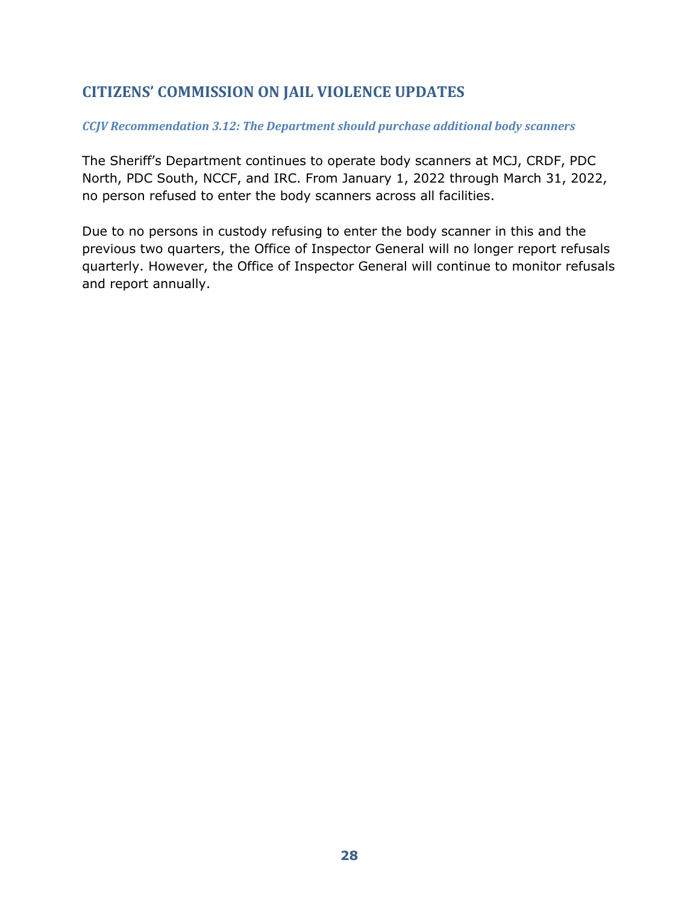## CITIZENS' COMMISSION ON JAIL VIOLENCE UPDATES

### *CCJV Recommendation 3.12: The Department should purchase additional body scanners*

The Sheriff's Department continues to operate body scanners at MCJ, CRDF, PDC North, PDC South, NCCF, and IRC. From January 1, 2022 through March 31, 2022, no person refused to enter the body scanners across all facilities.

Due to no persons in custody refusing to enter the body scanner in this and the previous two quarters, the Office of Inspector General will no longer report refusals quarterly. However, the Office of Inspector General will continue to monitor refusals and report annually.